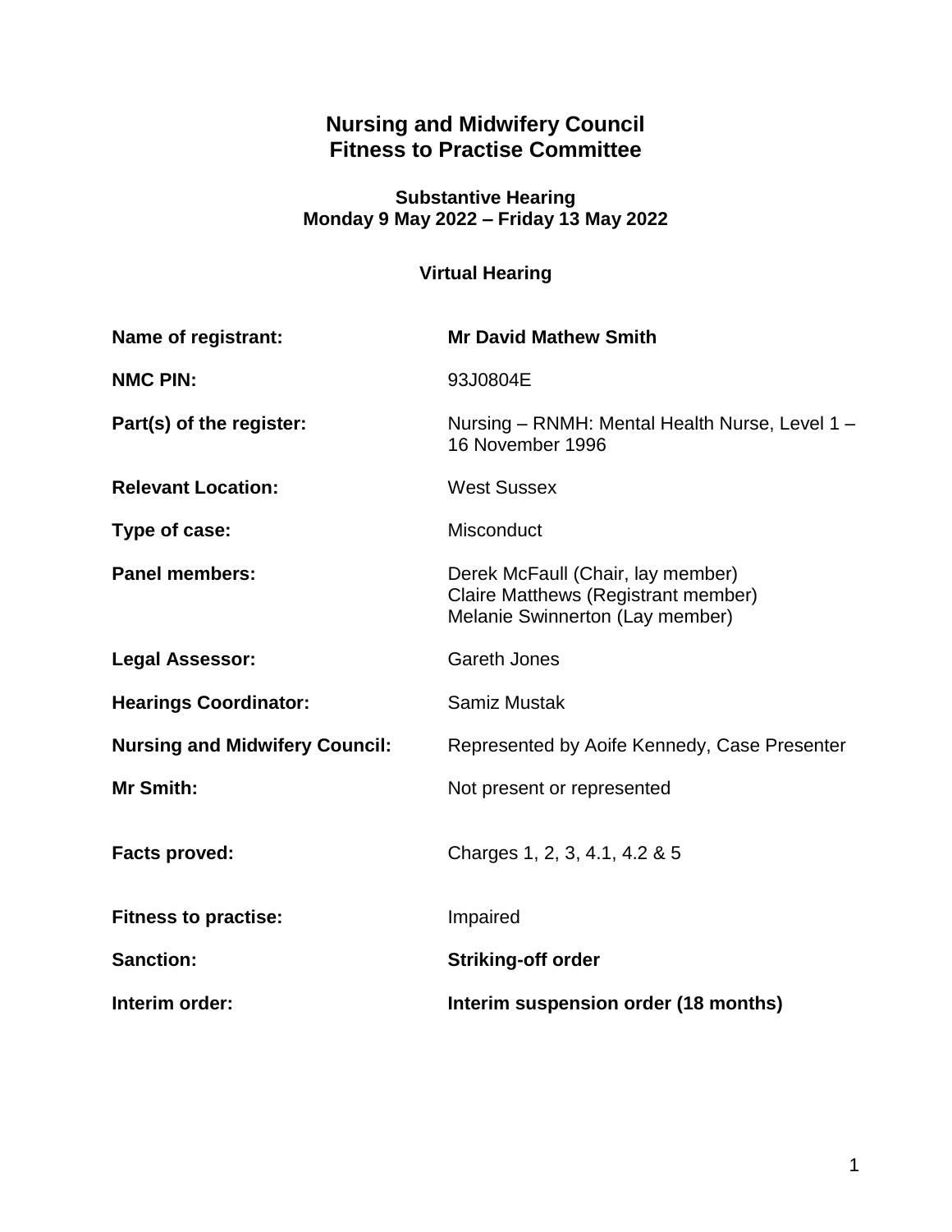# Nursing and Midwifery Council
# Fitness to Practise Committee

### Substantive Hearing
### Monday 9 May 2022 – Friday 13 May 2022

### Virtual Hearing

| | |
|---|---|
| **Name of registrant:** | **Mr David Mathew Smith** |
| **NMC PIN:** | 93J0804E |
| **Part(s) of the register:** | Nursing – RNMH: Mental Health Nurse, Level 1 – 16 November 1996 |
| **Relevant Location:** | West Sussex |
| **Type of case:** | Misconduct |
| **Panel members:** | Derek McFaull (Chair, lay member)<br>Claire Matthews (Registrant member)<br>Melanie Swinnerton (Lay member) |
| **Legal Assessor:** | Gareth Jones |
| **Hearings Coordinator:** | Samiz Mustak |
| **Nursing and Midwifery Council:** | Represented by Aoife Kennedy, Case Presenter |
| **Mr Smith:** | Not present or represented |
| **Facts proved:** | Charges 1, 2, 3, 4.1, 4.2 & 5 |
| **Fitness to practise:** | Impaired |
| **Sanction:** | **Striking-off order** |
| **Interim order:** | **Interim suspension order (18 months)** |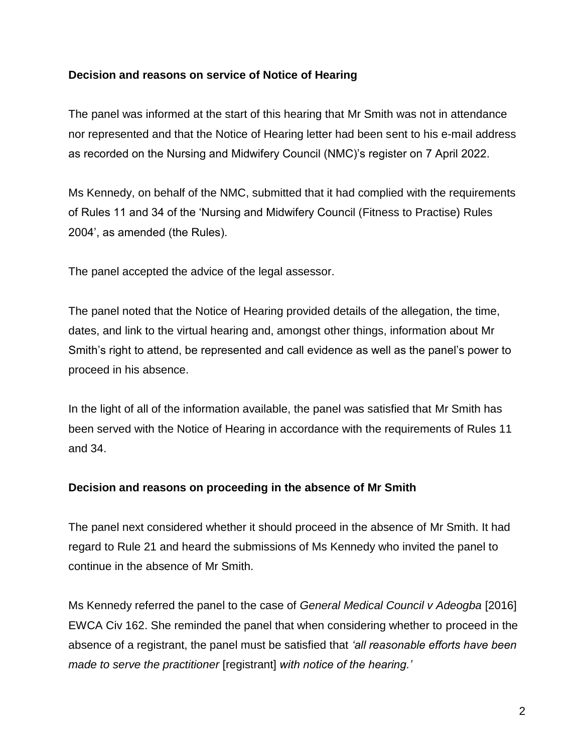**Decision and reasons on service of Notice of Hearing**

The panel was informed at the start of this hearing that Mr Smith was not in attendance nor represented and that the Notice of Hearing letter had been sent to his e-mail address as recorded on the Nursing and Midwifery Council (NMC)'s register on 7 April 2022.

Ms Kennedy, on behalf of the NMC, submitted that it had complied with the requirements of Rules 11 and 34 of the 'Nursing and Midwifery Council (Fitness to Practise) Rules 2004', as amended (the Rules).

The panel accepted the advice of the legal assessor.

The panel noted that the Notice of Hearing provided details of the allegation, the time, dates, and link to the virtual hearing and, amongst other things, information about Mr Smith's right to attend, be represented and call evidence as well as the panel's power to proceed in his absence.

In the light of all of the information available, the panel was satisfied that Mr Smith has been served with the Notice of Hearing in accordance with the requirements of Rules 11 and 34.

**Decision and reasons on proceeding in the absence of Mr Smith**

The panel next considered whether it should proceed in the absence of Mr Smith. It had regard to Rule 21 and heard the submissions of Ms Kennedy who invited the panel to continue in the absence of Mr Smith.

Ms Kennedy referred the panel to the case of *General Medical Council v Adeogba* [2016] EWCA Civ 162. She reminded the panel that when considering whether to proceed in the absence of a registrant, the panel must be satisfied that *'all reasonable efforts have been made to serve the practitioner* [registrant] *with notice of the hearing.'*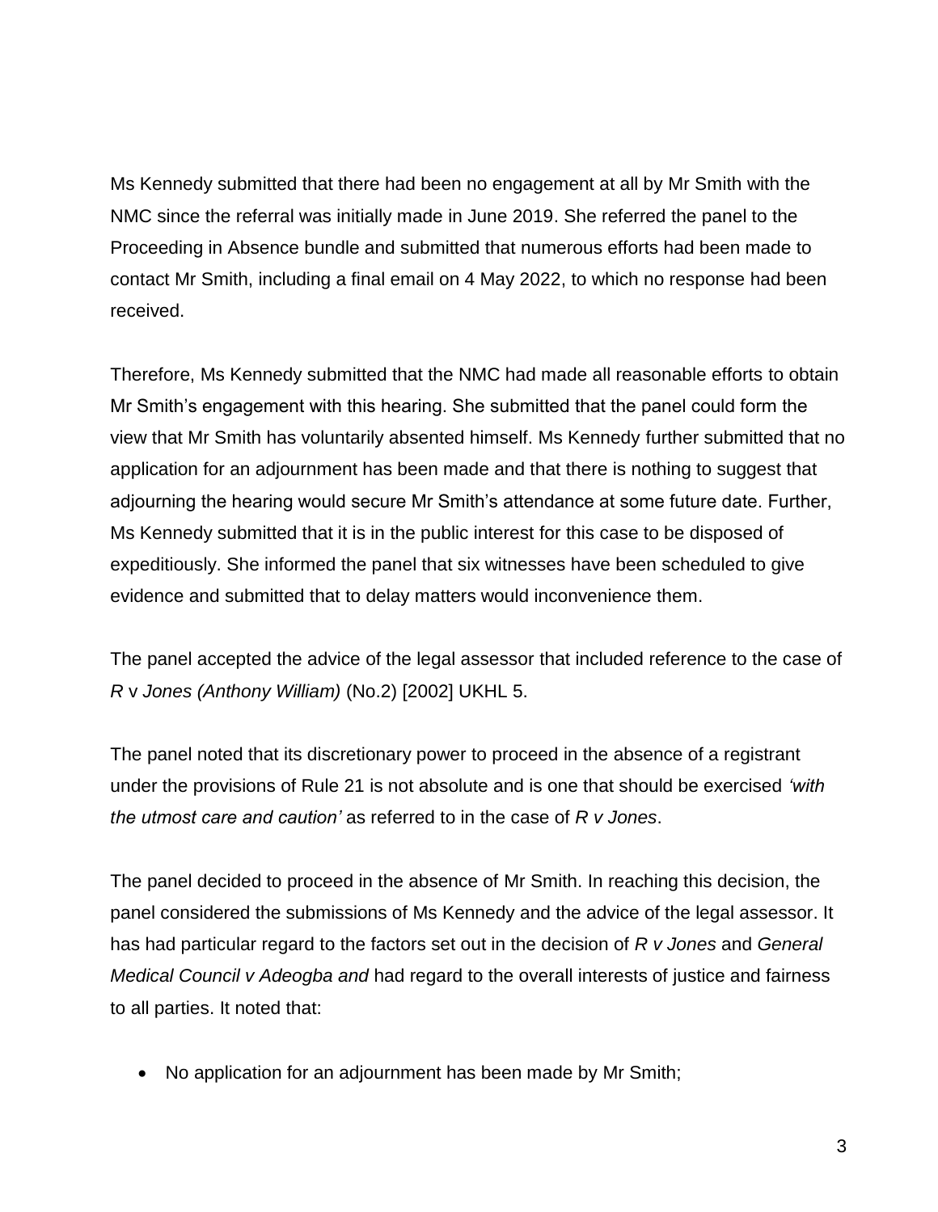Ms Kennedy submitted that there had been no engagement at all by Mr Smith with the NMC since the referral was initially made in June 2019. She referred the panel to the Proceeding in Absence bundle and submitted that numerous efforts had been made to contact Mr Smith, including a final email on 4 May 2022, to which no response had been received.

Therefore, Ms Kennedy submitted that the NMC had made all reasonable efforts to obtain Mr Smith's engagement with this hearing. She submitted that the panel could form the view that Mr Smith has voluntarily absented himself. Ms Kennedy further submitted that no application for an adjournment has been made and that there is nothing to suggest that adjourning the hearing would secure Mr Smith's attendance at some future date. Further, Ms Kennedy submitted that it is in the public interest for this case to be disposed of expeditiously. She informed the panel that six witnesses have been scheduled to give evidence and submitted that to delay matters would inconvenience them.

The panel accepted the advice of the legal assessor that included reference to the case of *R* v *Jones (Anthony William)* (No.2) [2002] UKHL 5.

The panel noted that its discretionary power to proceed in the absence of a registrant under the provisions of Rule 21 is not absolute and is one that should be exercised *'with the utmost care and caution'* as referred to in the case of *R v Jones*.

The panel decided to proceed in the absence of Mr Smith. In reaching this decision, the panel considered the submissions of Ms Kennedy and the advice of the legal assessor. It has had particular regard to the factors set out in the decision of *R v Jones* and *General Medical Council v Adeogba and* had regard to the overall interests of justice and fairness to all parties. It noted that:

- No application for an adjournment has been made by Mr Smith;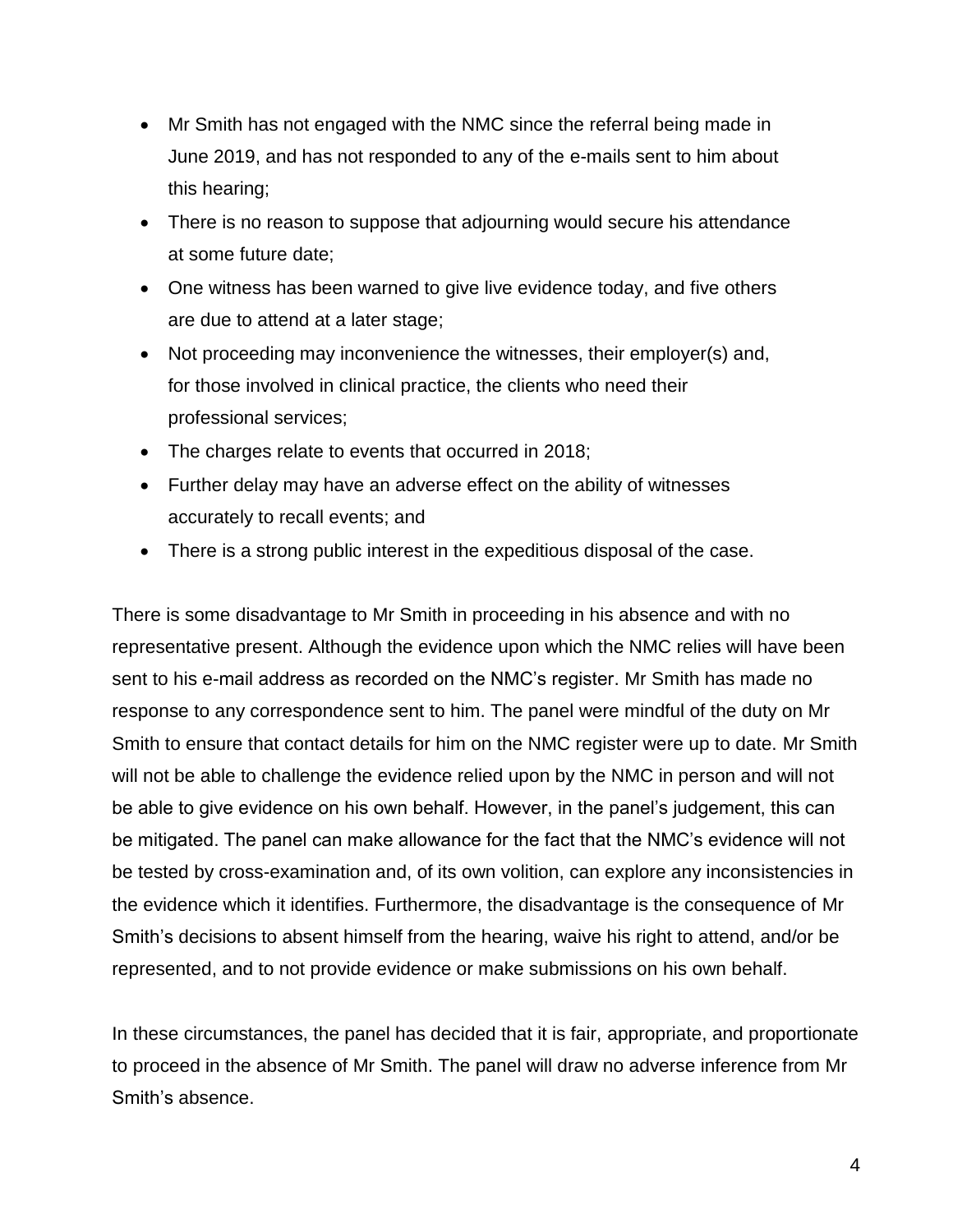- Mr Smith has not engaged with the NMC since the referral being made in June 2019, and has not responded to any of the e-mails sent to him about this hearing;
- There is no reason to suppose that adjourning would secure his attendance at some future date;
- One witness has been warned to give live evidence today, and five others are due to attend at a later stage;
- Not proceeding may inconvenience the witnesses, their employer(s) and, for those involved in clinical practice, the clients who need their professional services;
- The charges relate to events that occurred in 2018;
- Further delay may have an adverse effect on the ability of witnesses accurately to recall events; and
- There is a strong public interest in the expeditious disposal of the case.

There is some disadvantage to Mr Smith in proceeding in his absence and with no representative present. Although the evidence upon which the NMC relies will have been sent to his e-mail address as recorded on the NMC's register. Mr Smith has made no response to any correspondence sent to him. The panel were mindful of the duty on Mr Smith to ensure that contact details for him on the NMC register were up to date. Mr Smith will not be able to challenge the evidence relied upon by the NMC in person and will not be able to give evidence on his own behalf. However, in the panel's judgement, this can be mitigated. The panel can make allowance for the fact that the NMC's evidence will not be tested by cross-examination and, of its own volition, can explore any inconsistencies in the evidence which it identifies. Furthermore, the disadvantage is the consequence of Mr Smith's decisions to absent himself from the hearing, waive his right to attend, and/or be represented, and to not provide evidence or make submissions on his own behalf.

In these circumstances, the panel has decided that it is fair, appropriate, and proportionate to proceed in the absence of Mr Smith. The panel will draw no adverse inference from Mr Smith's absence.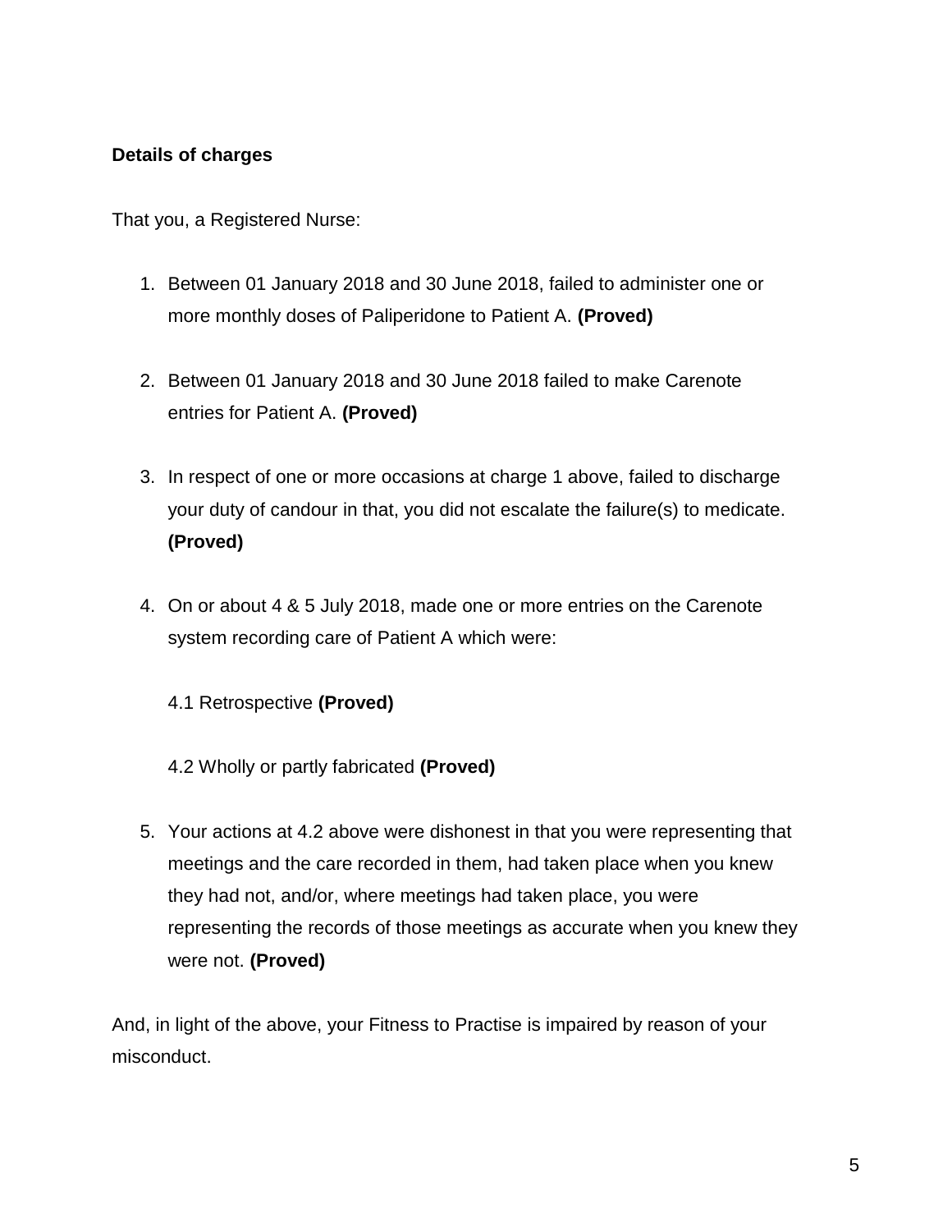**Details of charges**

That you, a Registered Nurse:

1. Between 01 January 2018 and 30 June 2018, failed to administer one or more monthly doses of Paliperidone to Patient A. **(Proved)**

2. Between 01 January 2018 and 30 June 2018 failed to make Carenote entries for Patient A. **(Proved)**

3. In respect of one or more occasions at charge 1 above, failed to discharge your duty of candour in that, you did not escalate the failure(s) to medicate. **(Proved)**

4. On or about 4 & 5 July 2018, made one or more entries on the Carenote system recording care of Patient A which were:

   4.1 Retrospective **(Proved)**

   4.2 Wholly or partly fabricated **(Proved)**

5. Your actions at 4.2 above were dishonest in that you were representing that meetings and the care recorded in them, had taken place when you knew they had not, and/or, where meetings had taken place, you were representing the records of those meetings as accurate when you knew they were not. **(Proved)**

And, in light of the above, your Fitness to Practise is impaired by reason of your misconduct.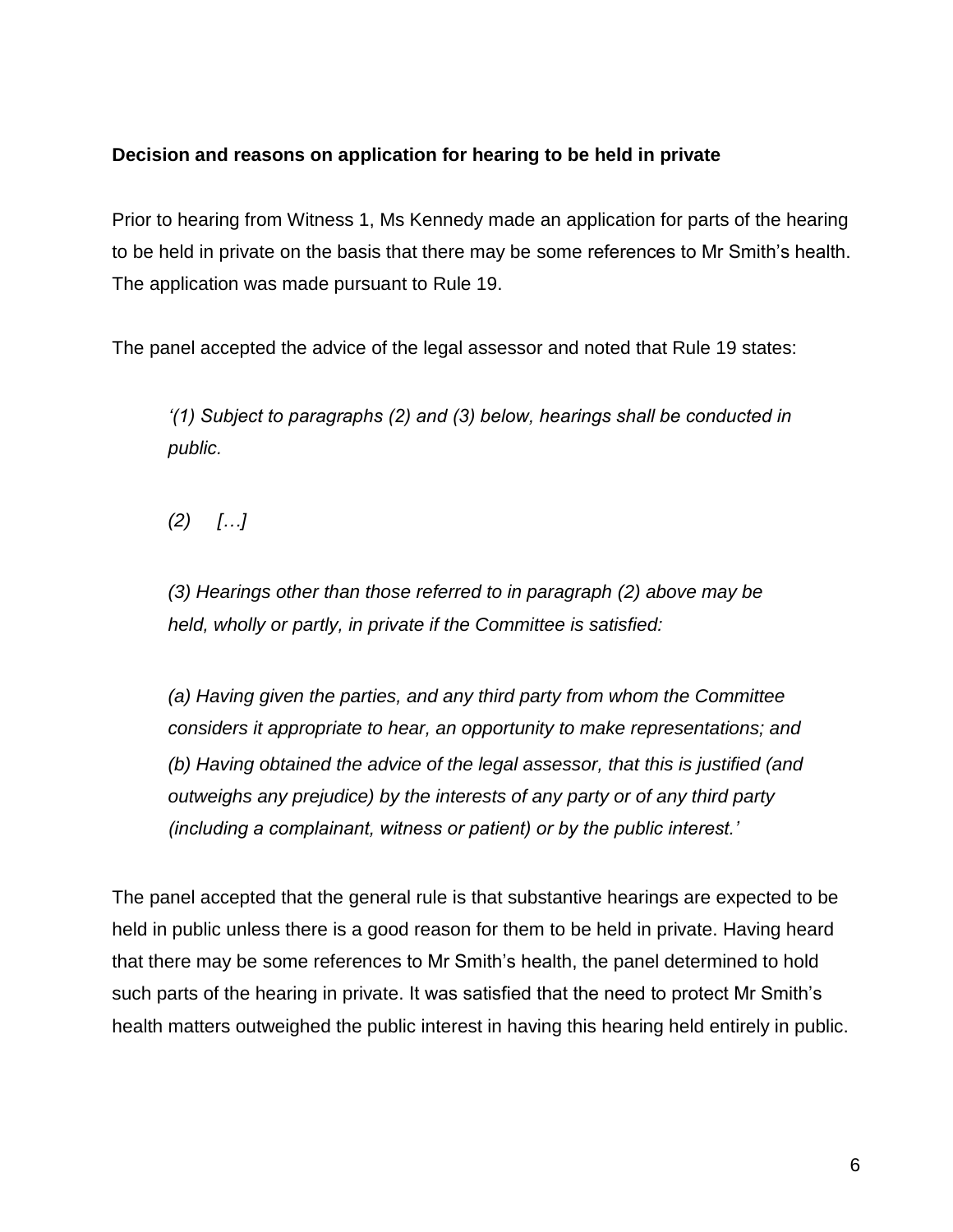**Decision and reasons on application for hearing to be held in private**

Prior to hearing from Witness 1, Ms Kennedy made an application for parts of the hearing to be held in private on the basis that there may be some references to Mr Smith's health. The application was made pursuant to Rule 19.

The panel accepted the advice of the legal assessor and noted that Rule 19 states:

> *'(1) Subject to paragraphs (2) and (3) below, hearings shall be conducted in public.*
>
> *(2) […]*
>
> *(3) Hearings other than those referred to in paragraph (2) above may be held, wholly or partly, in private if the Committee is satisfied:*
>
> *(a) Having given the parties, and any third party from whom the Committee considers it appropriate to hear, an opportunity to make representations; and*
> *(b) Having obtained the advice of the legal assessor, that this is justified (and outweighs any prejudice) by the interests of any party or of any third party (including a complainant, witness or patient) or by the public interest.'*

The panel accepted that the general rule is that substantive hearings are expected to be held in public unless there is a good reason for them to be held in private. Having heard that there may be some references to Mr Smith's health, the panel determined to hold such parts of the hearing in private. It was satisfied that the need to protect Mr Smith's health matters outweighed the public interest in having this hearing held entirely in public.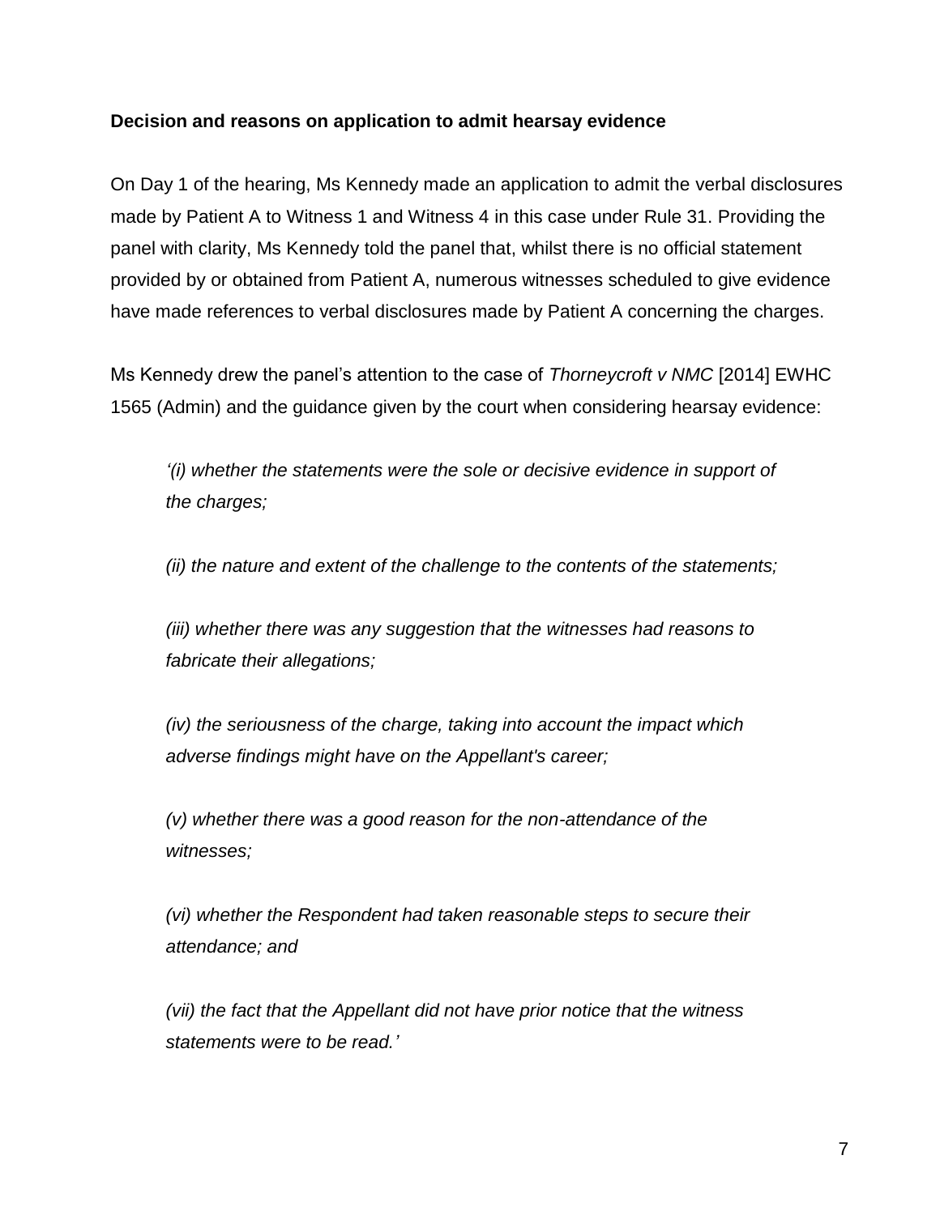**Decision and reasons on application to admit hearsay evidence**

On Day 1 of the hearing, Ms Kennedy made an application to admit the verbal disclosures made by Patient A to Witness 1 and Witness 4 in this case under Rule 31. Providing the panel with clarity, Ms Kennedy told the panel that, whilst there is no official statement provided by or obtained from Patient A, numerous witnesses scheduled to give evidence have made references to verbal disclosures made by Patient A concerning the charges.

Ms Kennedy drew the panel's attention to the case of *Thorneycroft v NMC* [2014] EWHC 1565 (Admin) and the guidance given by the court when considering hearsay evidence:

> *'(i) whether the statements were the sole or decisive evidence in support of the charges;*
>
> *(ii) the nature and extent of the challenge to the contents of the statements;*
>
> *(iii) whether there was any suggestion that the witnesses had reasons to fabricate their allegations;*
>
> *(iv) the seriousness of the charge, taking into account the impact which adverse findings might have on the Appellant's career;*
>
> *(v) whether there was a good reason for the non-attendance of the witnesses;*
>
> *(vi) whether the Respondent had taken reasonable steps to secure their attendance; and*
>
> *(vii) the fact that the Appellant did not have prior notice that the witness statements were to be read.'*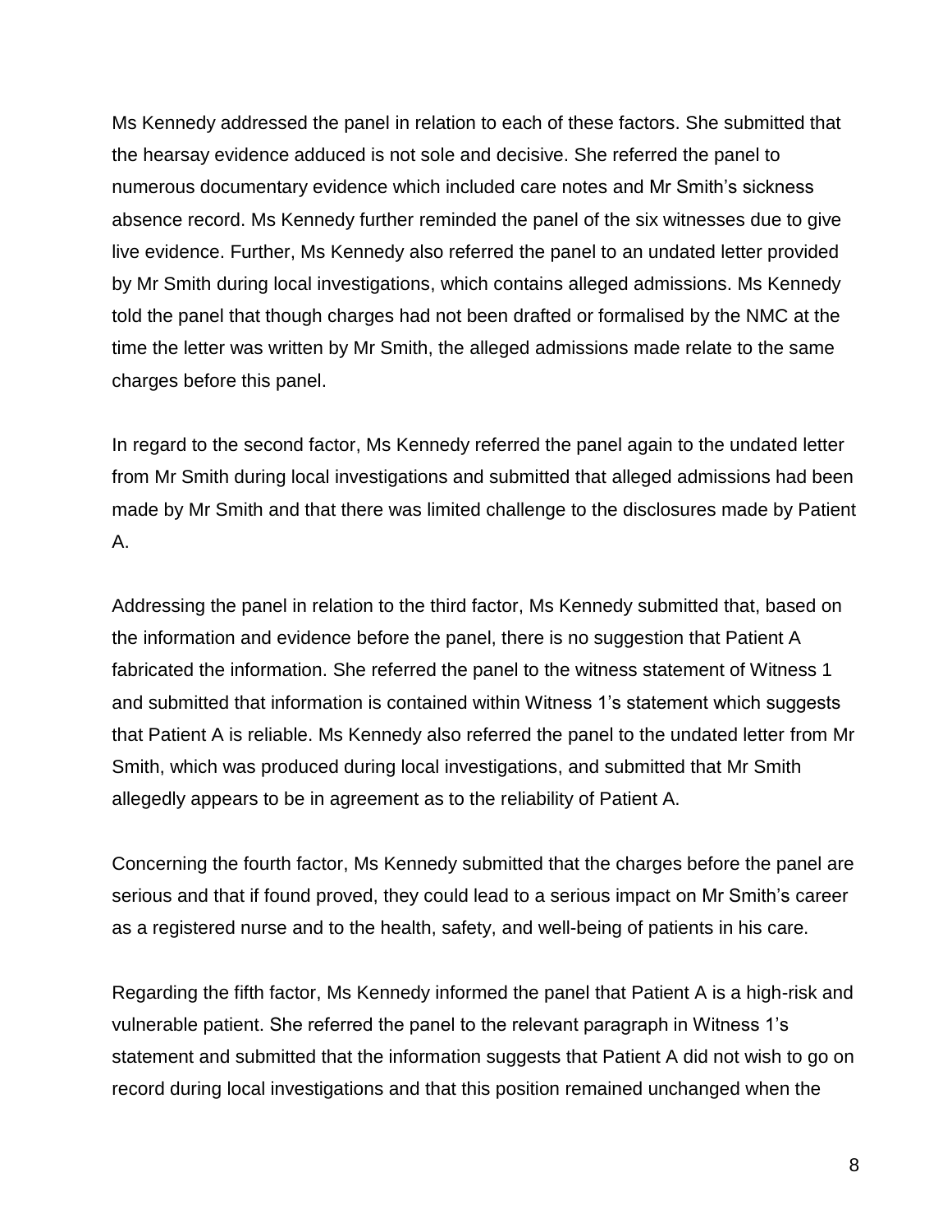Ms Kennedy addressed the panel in relation to each of these factors. She submitted that the hearsay evidence adduced is not sole and decisive. She referred the panel to numerous documentary evidence which included care notes and Mr Smith's sickness absence record. Ms Kennedy further reminded the panel of the six witnesses due to give live evidence. Further, Ms Kennedy also referred the panel to an undated letter provided by Mr Smith during local investigations, which contains alleged admissions. Ms Kennedy told the panel that though charges had not been drafted or formalised by the NMC at the time the letter was written by Mr Smith, the alleged admissions made relate to the same charges before this panel.

In regard to the second factor, Ms Kennedy referred the panel again to the undated letter from Mr Smith during local investigations and submitted that alleged admissions had been made by Mr Smith and that there was limited challenge to the disclosures made by Patient A.

Addressing the panel in relation to the third factor, Ms Kennedy submitted that, based on the information and evidence before the panel, there is no suggestion that Patient A fabricated the information. She referred the panel to the witness statement of Witness 1 and submitted that information is contained within Witness 1's statement which suggests that Patient A is reliable. Ms Kennedy also referred the panel to the undated letter from Mr Smith, which was produced during local investigations, and submitted that Mr Smith allegedly appears to be in agreement as to the reliability of Patient A.

Concerning the fourth factor, Ms Kennedy submitted that the charges before the panel are serious and that if found proved, they could lead to a serious impact on Mr Smith's career as a registered nurse and to the health, safety, and well-being of patients in his care.

Regarding the fifth factor, Ms Kennedy informed the panel that Patient A is a high-risk and vulnerable patient. She referred the panel to the relevant paragraph in Witness 1's statement and submitted that the information suggests that Patient A did not wish to go on record during local investigations and that this position remained unchanged when the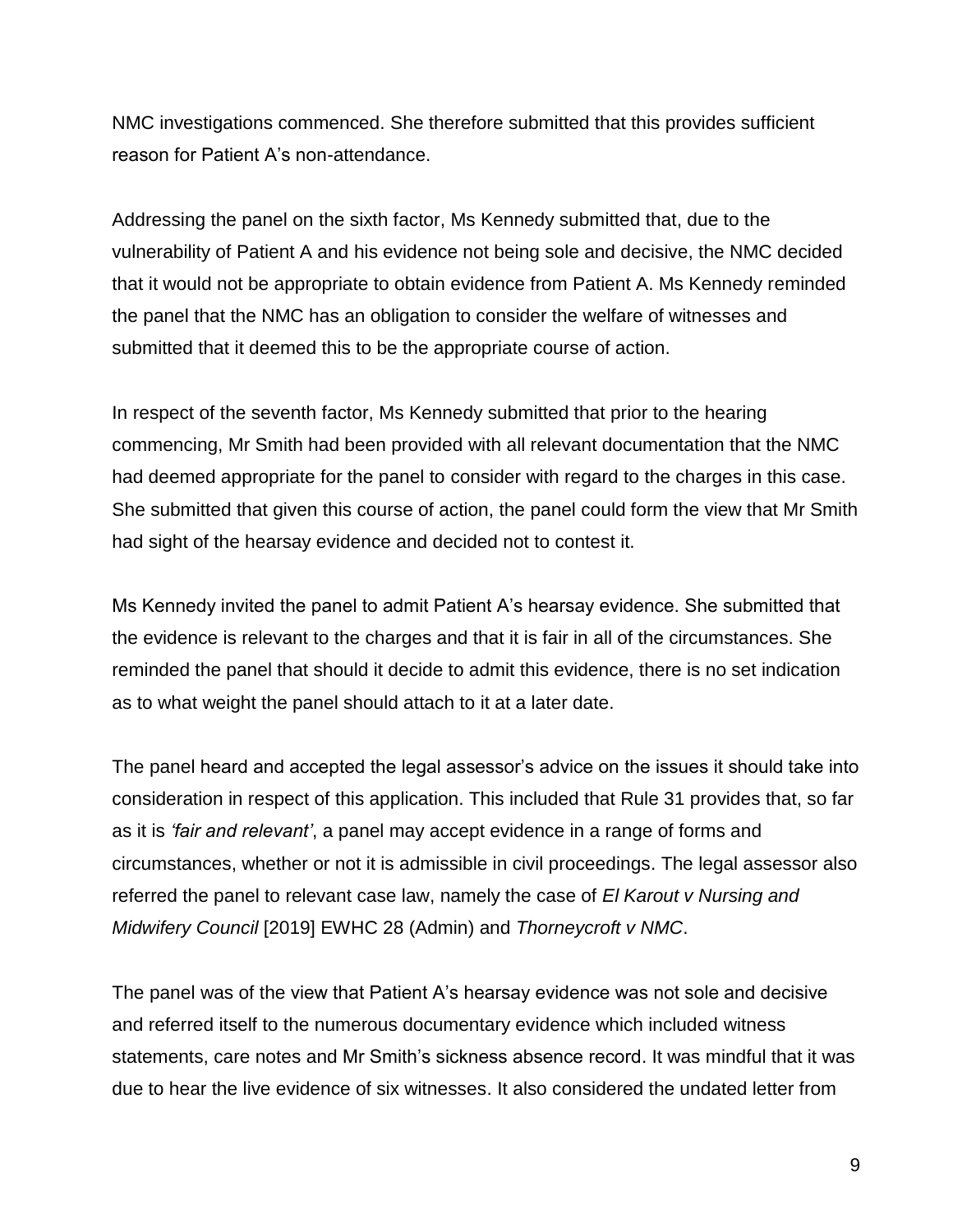NMC investigations commenced. She therefore submitted that this provides sufficient reason for Patient A's non-attendance.

Addressing the panel on the sixth factor, Ms Kennedy submitted that, due to the vulnerability of Patient A and his evidence not being sole and decisive, the NMC decided that it would not be appropriate to obtain evidence from Patient A. Ms Kennedy reminded the panel that the NMC has an obligation to consider the welfare of witnesses and submitted that it deemed this to be the appropriate course of action.

In respect of the seventh factor, Ms Kennedy submitted that prior to the hearing commencing, Mr Smith had been provided with all relevant documentation that the NMC had deemed appropriate for the panel to consider with regard to the charges in this case. She submitted that given this course of action, the panel could form the view that Mr Smith had sight of the hearsay evidence and decided not to contest it.

Ms Kennedy invited the panel to admit Patient A's hearsay evidence. She submitted that the evidence is relevant to the charges and that it is fair in all of the circumstances. She reminded the panel that should it decide to admit this evidence, there is no set indication as to what weight the panel should attach to it at a later date.

The panel heard and accepted the legal assessor's advice on the issues it should take into consideration in respect of this application. This included that Rule 31 provides that, so far as it is *'fair and relevant'*, a panel may accept evidence in a range of forms and circumstances, whether or not it is admissible in civil proceedings. The legal assessor also referred the panel to relevant case law, namely the case of *El Karout v Nursing and Midwifery Council* [2019] EWHC 28 (Admin) and *Thorneycroft v NMC*.

The panel was of the view that Patient A's hearsay evidence was not sole and decisive and referred itself to the numerous documentary evidence which included witness statements, care notes and Mr Smith's sickness absence record. It was mindful that it was due to hear the live evidence of six witnesses. It also considered the undated letter from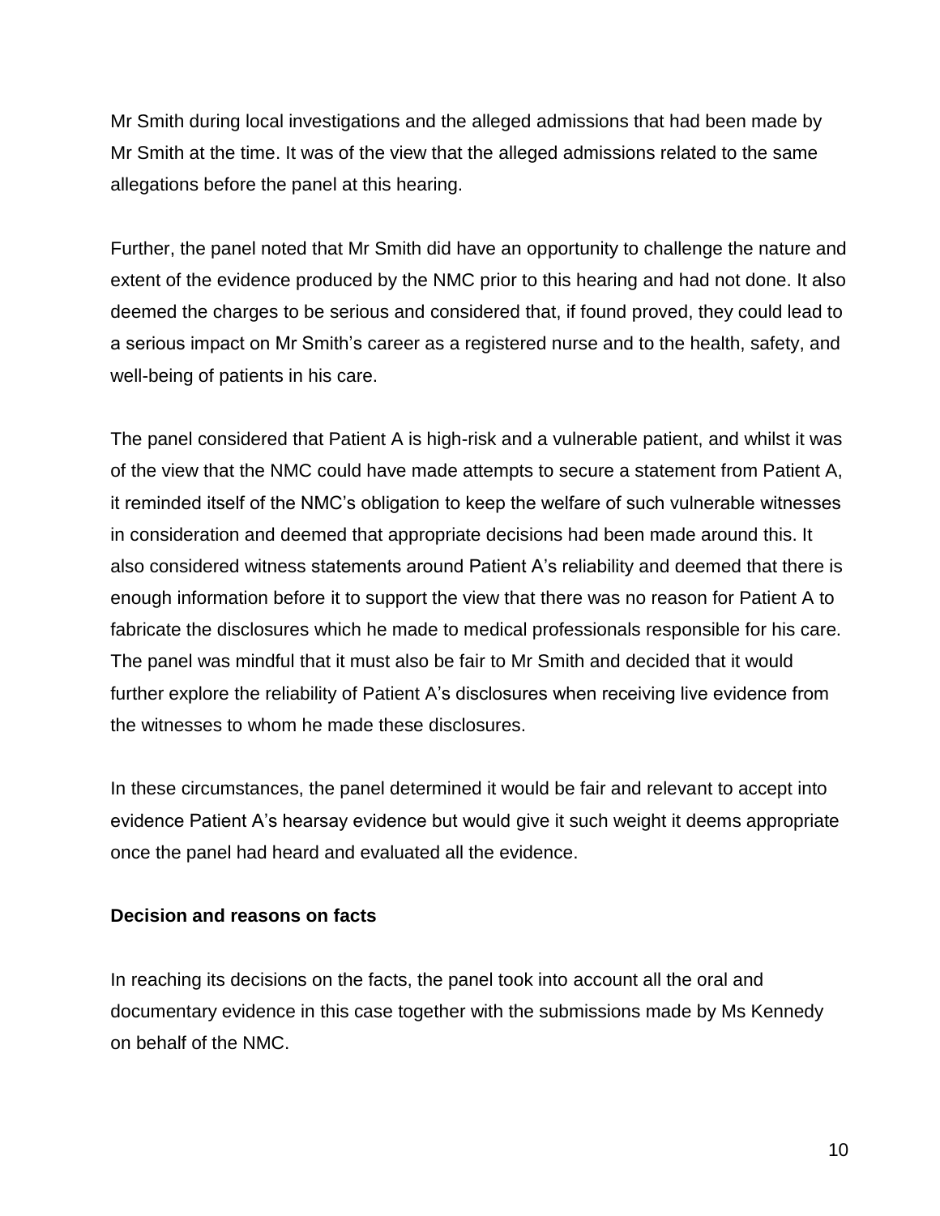Mr Smith during local investigations and the alleged admissions that had been made by Mr Smith at the time. It was of the view that the alleged admissions related to the same allegations before the panel at this hearing.

Further, the panel noted that Mr Smith did have an opportunity to challenge the nature and extent of the evidence produced by the NMC prior to this hearing and had not done. It also deemed the charges to be serious and considered that, if found proved, they could lead to a serious impact on Mr Smith's career as a registered nurse and to the health, safety, and well-being of patients in his care.

The panel considered that Patient A is high-risk and a vulnerable patient, and whilst it was of the view that the NMC could have made attempts to secure a statement from Patient A, it reminded itself of the NMC's obligation to keep the welfare of such vulnerable witnesses in consideration and deemed that appropriate decisions had been made around this. It also considered witness statements around Patient A's reliability and deemed that there is enough information before it to support the view that there was no reason for Patient A to fabricate the disclosures which he made to medical professionals responsible for his care. The panel was mindful that it must also be fair to Mr Smith and decided that it would further explore the reliability of Patient A's disclosures when receiving live evidence from the witnesses to whom he made these disclosures.

In these circumstances, the panel determined it would be fair and relevant to accept into evidence Patient A's hearsay evidence but would give it such weight it deems appropriate once the panel had heard and evaluated all the evidence.

**Decision and reasons on facts**

In reaching its decisions on the facts, the panel took into account all the oral and documentary evidence in this case together with the submissions made by Ms Kennedy on behalf of the NMC.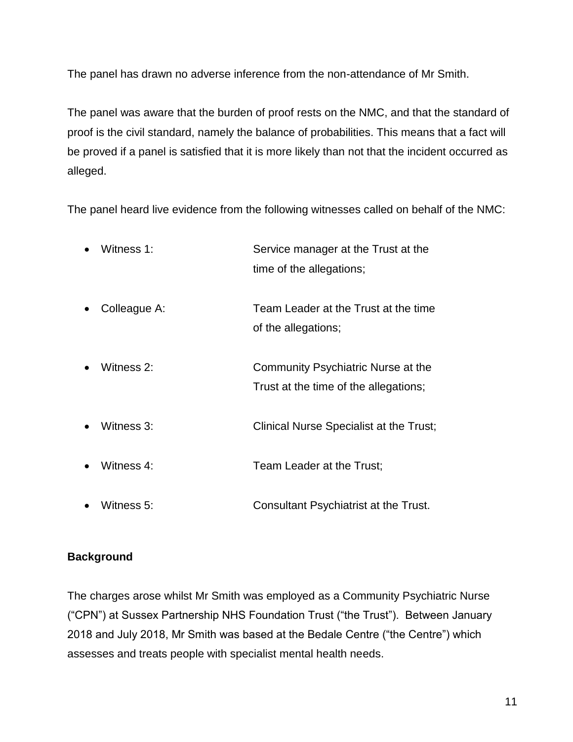The panel has drawn no adverse inference from the non-attendance of Mr Smith.

The panel was aware that the burden of proof rests on the NMC, and that the standard of proof is the civil standard, namely the balance of probabilities. This means that a fact will be proved if a panel is satisfied that it is more likely than not that the incident occurred as alleged.

The panel heard live evidence from the following witnesses called on behalf of the NMC:

- Witness 1: Service manager at the Trust at the time of the allegations;
- Colleague A: Team Leader at the Trust at the time of the allegations;
- Witness 2: Community Psychiatric Nurse at the Trust at the time of the allegations;
- Witness 3: Clinical Nurse Specialist at the Trust;
- Witness 4: Team Leader at the Trust;
- Witness 5: Consultant Psychiatrist at the Trust.

**Background**

The charges arose whilst Mr Smith was employed as a Community Psychiatric Nurse ("CPN") at Sussex Partnership NHS Foundation Trust ("the Trust"). Between January 2018 and July 2018, Mr Smith was based at the Bedale Centre ("the Centre") which assesses and treats people with specialist mental health needs.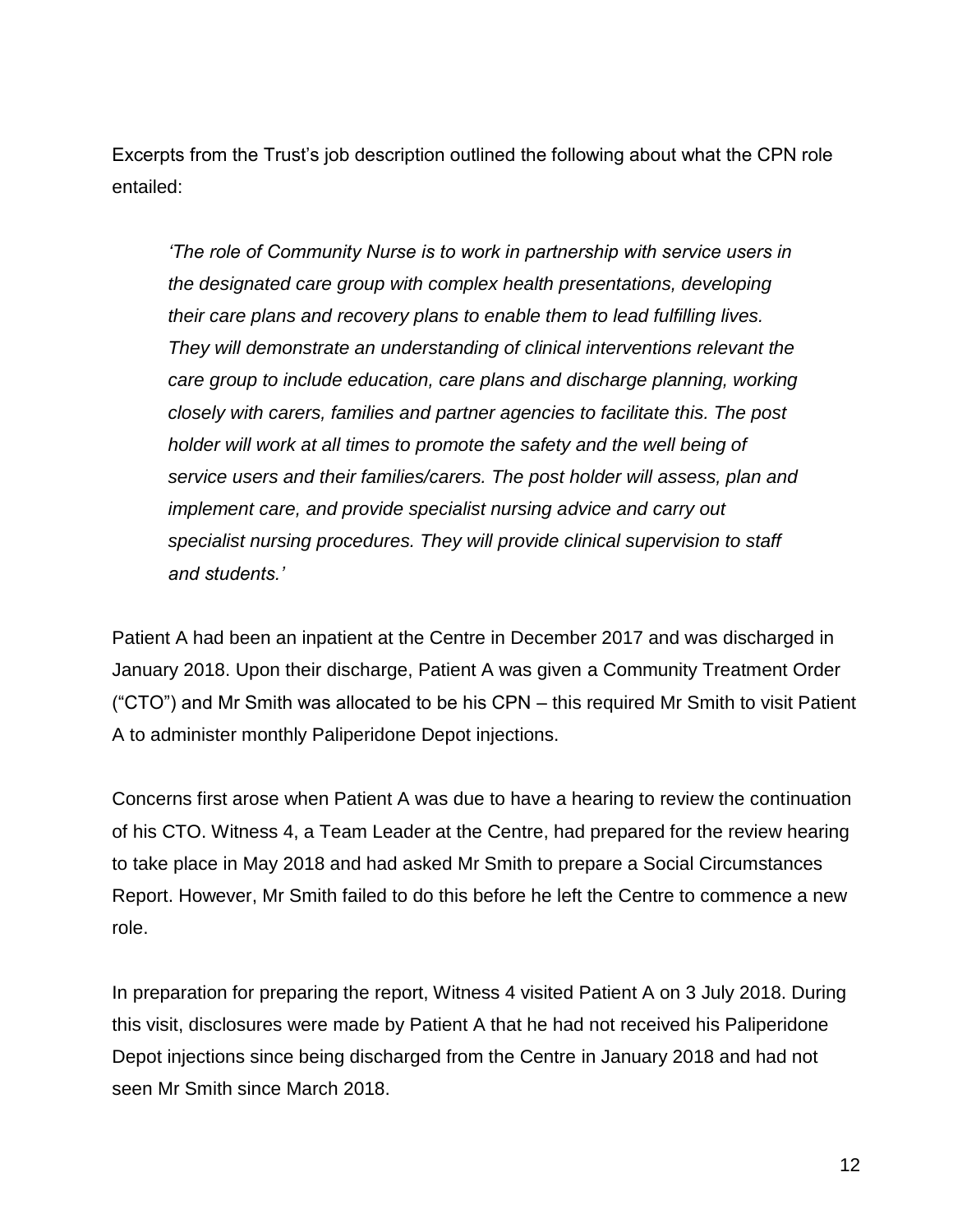Excerpts from the Trust's job description outlined the following about what the CPN role entailed:

> *'The role of Community Nurse is to work in partnership with service users in the designated care group with complex health presentations, developing their care plans and recovery plans to enable them to lead fulfilling lives. They will demonstrate an understanding of clinical interventions relevant the care group to include education, care plans and discharge planning, working closely with carers, families and partner agencies to facilitate this. The post holder will work at all times to promote the safety and the well being of service users and their families/carers. The post holder will assess, plan and implement care, and provide specialist nursing advice and carry out specialist nursing procedures. They will provide clinical supervision to staff and students.'*

Patient A had been an inpatient at the Centre in December 2017 and was discharged in January 2018. Upon their discharge, Patient A was given a Community Treatment Order ("CTO") and Mr Smith was allocated to be his CPN – this required Mr Smith to visit Patient A to administer monthly Paliperidone Depot injections.

Concerns first arose when Patient A was due to have a hearing to review the continuation of his CTO. Witness 4, a Team Leader at the Centre, had prepared for the review hearing to take place in May 2018 and had asked Mr Smith to prepare a Social Circumstances Report. However, Mr Smith failed to do this before he left the Centre to commence a new role.

In preparation for preparing the report, Witness 4 visited Patient A on 3 July 2018. During this visit, disclosures were made by Patient A that he had not received his Paliperidone Depot injections since being discharged from the Centre in January 2018 and had not seen Mr Smith since March 2018.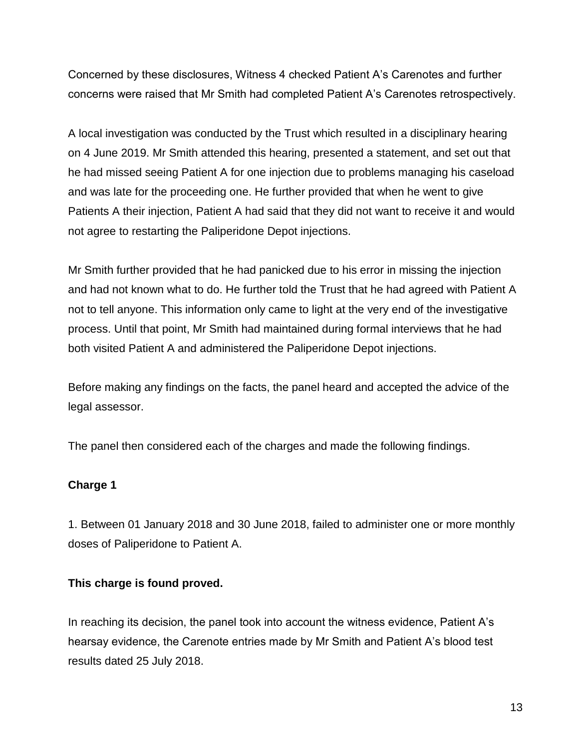Concerned by these disclosures, Witness 4 checked Patient A's Carenotes and further concerns were raised that Mr Smith had completed Patient A's Carenotes retrospectively.

A local investigation was conducted by the Trust which resulted in a disciplinary hearing on 4 June 2019. Mr Smith attended this hearing, presented a statement, and set out that he had missed seeing Patient A for one injection due to problems managing his caseload and was late for the proceeding one. He further provided that when he went to give Patients A their injection, Patient A had said that they did not want to receive it and would not agree to restarting the Paliperidone Depot injections.

Mr Smith further provided that he had panicked due to his error in missing the injection and had not known what to do. He further told the Trust that he had agreed with Patient A not to tell anyone. This information only came to light at the very end of the investigative process. Until that point, Mr Smith had maintained during formal interviews that he had both visited Patient A and administered the Paliperidone Depot injections.

Before making any findings on the facts, the panel heard and accepted the advice of the legal assessor.

The panel then considered each of the charges and made the following findings.

**Charge 1**

1. Between 01 January 2018 and 30 June 2018, failed to administer one or more monthly doses of Paliperidone to Patient A.

**This charge is found proved.**

In reaching its decision, the panel took into account the witness evidence, Patient A's hearsay evidence, the Carenote entries made by Mr Smith and Patient A's blood test results dated 25 July 2018.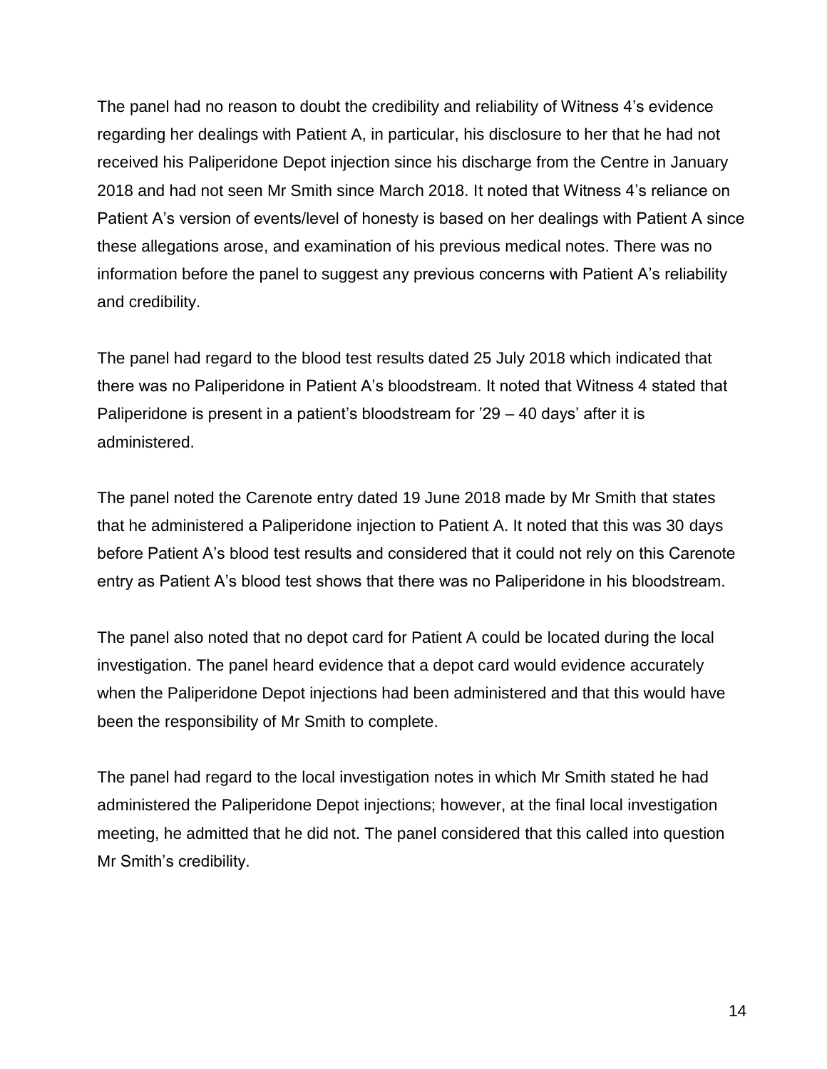The panel had no reason to doubt the credibility and reliability of Witness 4's evidence regarding her dealings with Patient A, in particular, his disclosure to her that he had not received his Paliperidone Depot injection since his discharge from the Centre in January 2018 and had not seen Mr Smith since March 2018. It noted that Witness 4's reliance on Patient A's version of events/level of honesty is based on her dealings with Patient A since these allegations arose, and examination of his previous medical notes. There was no information before the panel to suggest any previous concerns with Patient A's reliability and credibility.

The panel had regard to the blood test results dated 25 July 2018 which indicated that there was no Paliperidone in Patient A's bloodstream. It noted that Witness 4 stated that Paliperidone is present in a patient's bloodstream for '29 – 40 days' after it is administered.

The panel noted the Carenote entry dated 19 June 2018 made by Mr Smith that states that he administered a Paliperidone injection to Patient A. It noted that this was 30 days before Patient A's blood test results and considered that it could not rely on this Carenote entry as Patient A's blood test shows that there was no Paliperidone in his bloodstream.

The panel also noted that no depot card for Patient A could be located during the local investigation. The panel heard evidence that a depot card would evidence accurately when the Paliperidone Depot injections had been administered and that this would have been the responsibility of Mr Smith to complete.

The panel had regard to the local investigation notes in which Mr Smith stated he had administered the Paliperidone Depot injections; however, at the final local investigation meeting, he admitted that he did not. The panel considered that this called into question Mr Smith's credibility.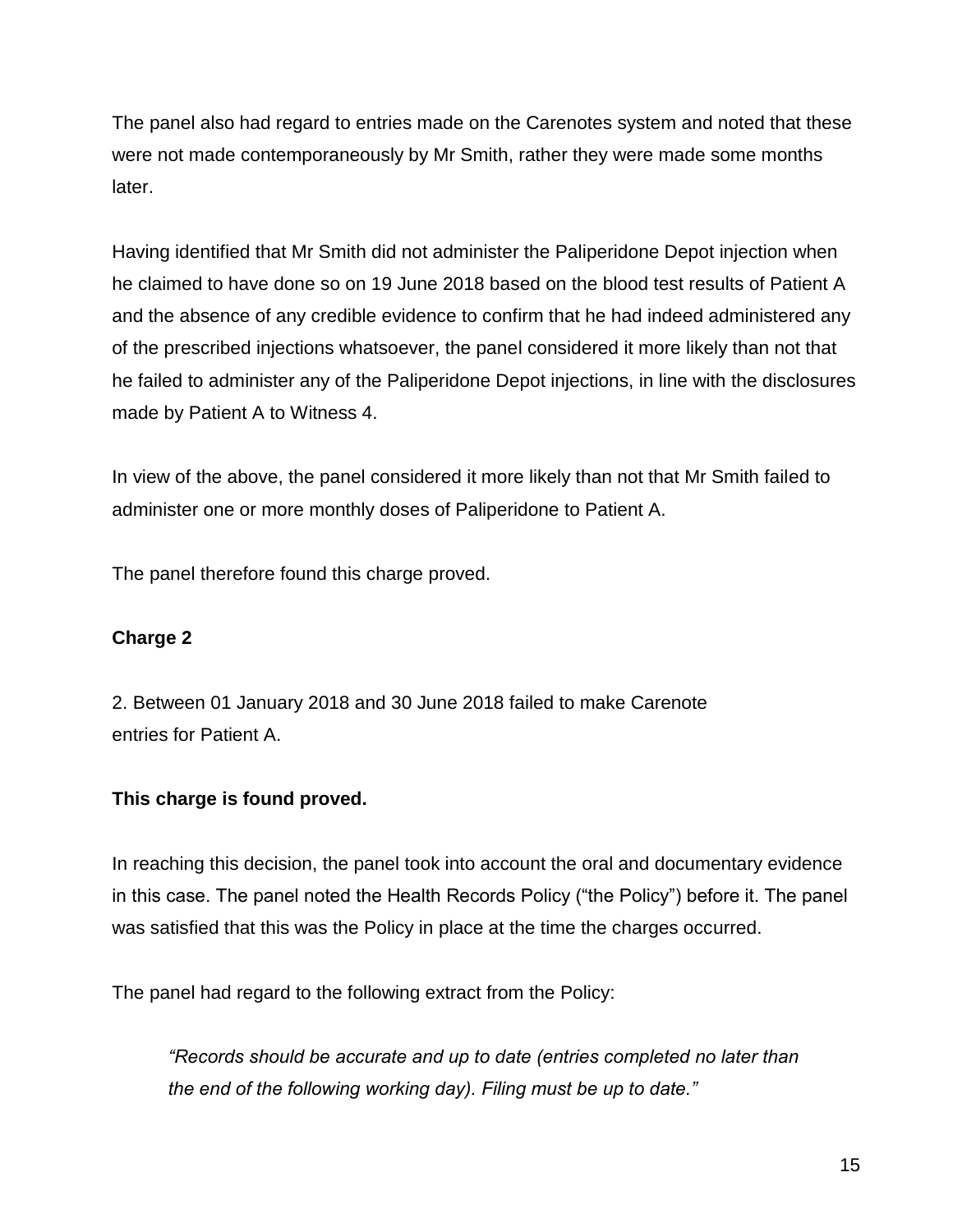The panel also had regard to entries made on the Carenotes system and noted that these were not made contemporaneously by Mr Smith, rather they were made some months later.

Having identified that Mr Smith did not administer the Paliperidone Depot injection when he claimed to have done so on 19 June 2018 based on the blood test results of Patient A and the absence of any credible evidence to confirm that he had indeed administered any of the prescribed injections whatsoever, the panel considered it more likely than not that he failed to administer any of the Paliperidone Depot injections, in line with the disclosures made by Patient A to Witness 4.

In view of the above, the panel considered it more likely than not that Mr Smith failed to administer one or more monthly doses of Paliperidone to Patient A.

The panel therefore found this charge proved.

**Charge 2**

2. Between 01 January 2018 and 30 June 2018 failed to make Carenote entries for Patient A.

**This charge is found proved.**

In reaching this decision, the panel took into account the oral and documentary evidence in this case. The panel noted the Health Records Policy ("the Policy") before it. The panel was satisfied that this was the Policy in place at the time the charges occurred.

The panel had regard to the following extract from the Policy:

> *"Records should be accurate and up to date (entries completed no later than the end of the following working day). Filing must be up to date."*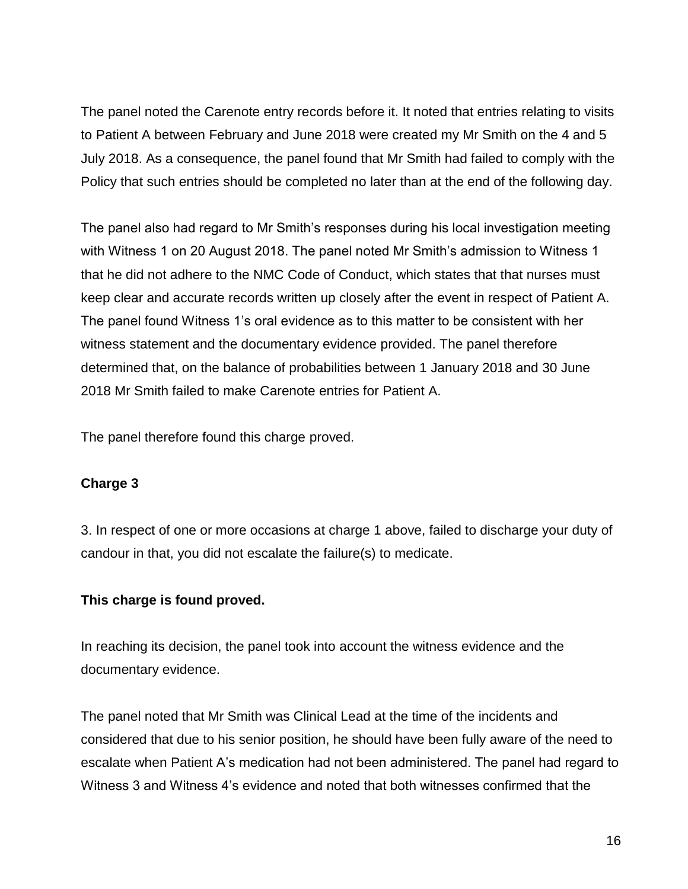The panel noted the Carenote entry records before it. It noted that entries relating to visits to Patient A between February and June 2018 were created my Mr Smith on the 4 and 5 July 2018. As a consequence, the panel found that Mr Smith had failed to comply with the Policy that such entries should be completed no later than at the end of the following day.

The panel also had regard to Mr Smith's responses during his local investigation meeting with Witness 1 on 20 August 2018. The panel noted Mr Smith's admission to Witness 1 that he did not adhere to the NMC Code of Conduct, which states that that nurses must keep clear and accurate records written up closely after the event in respect of Patient A. The panel found Witness 1's oral evidence as to this matter to be consistent with her witness statement and the documentary evidence provided. The panel therefore determined that, on the balance of probabilities between 1 January 2018 and 30 June 2018 Mr Smith failed to make Carenote entries for Patient A.

The panel therefore found this charge proved.

**Charge 3**

3. In respect of one or more occasions at charge 1 above, failed to discharge your duty of candour in that, you did not escalate the failure(s) to medicate.

**This charge is found proved.**

In reaching its decision, the panel took into account the witness evidence and the documentary evidence.

The panel noted that Mr Smith was Clinical Lead at the time of the incidents and considered that due to his senior position, he should have been fully aware of the need to escalate when Patient A's medication had not been administered. The panel had regard to Witness 3 and Witness 4's evidence and noted that both witnesses confirmed that the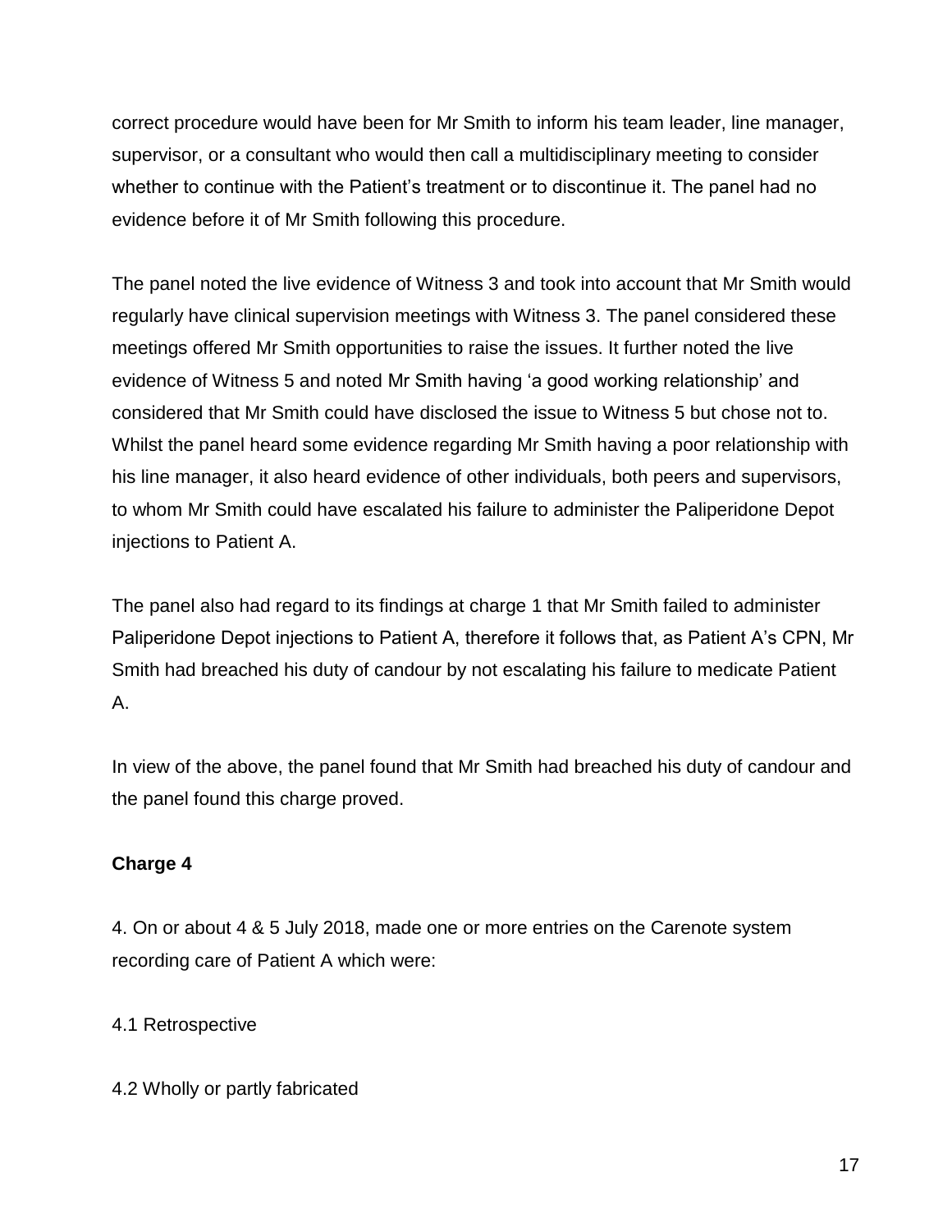correct procedure would have been for Mr Smith to inform his team leader, line manager, supervisor, or a consultant who would then call a multidisciplinary meeting to consider whether to continue with the Patient's treatment or to discontinue it. The panel had no evidence before it of Mr Smith following this procedure.

The panel noted the live evidence of Witness 3 and took into account that Mr Smith would regularly have clinical supervision meetings with Witness 3. The panel considered these meetings offered Mr Smith opportunities to raise the issues. It further noted the live evidence of Witness 5 and noted Mr Smith having 'a good working relationship' and considered that Mr Smith could have disclosed the issue to Witness 5 but chose not to. Whilst the panel heard some evidence regarding Mr Smith having a poor relationship with his line manager, it also heard evidence of other individuals, both peers and supervisors, to whom Mr Smith could have escalated his failure to administer the Paliperidone Depot injections to Patient A.

The panel also had regard to its findings at charge 1 that Mr Smith failed to administer Paliperidone Depot injections to Patient A, therefore it follows that, as Patient A's CPN, Mr Smith had breached his duty of candour by not escalating his failure to medicate Patient A.

In view of the above, the panel found that Mr Smith had breached his duty of candour and the panel found this charge proved.

**Charge 4**

4. On or about 4 & 5 July 2018, made one or more entries on the Carenote system recording care of Patient A which were:

4.1 Retrospective

4.2 Wholly or partly fabricated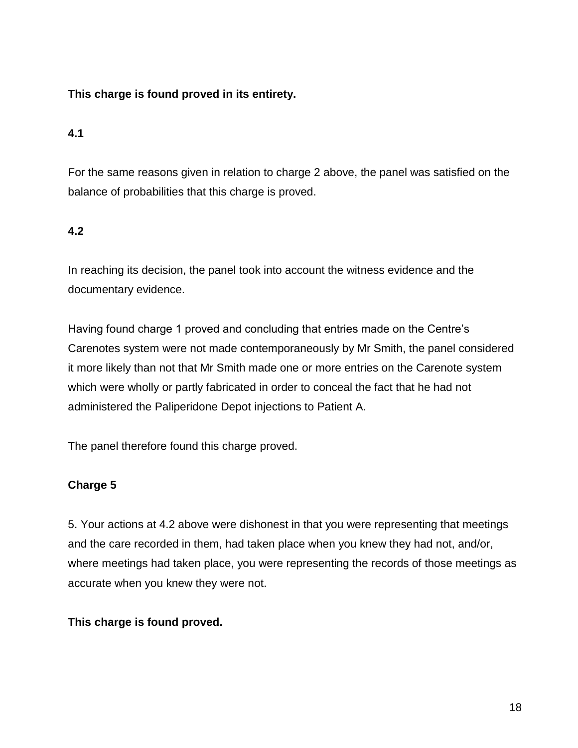**This charge is found proved in its entirety.**

**4.1**

For the same reasons given in relation to charge 2 above, the panel was satisfied on the balance of probabilities that this charge is proved.

**4.2**

In reaching its decision, the panel took into account the witness evidence and the documentary evidence.

Having found charge 1 proved and concluding that entries made on the Centre's Carenotes system were not made contemporaneously by Mr Smith, the panel considered it more likely than not that Mr Smith made one or more entries on the Carenote system which were wholly or partly fabricated in order to conceal the fact that he had not administered the Paliperidone Depot injections to Patient A.

The panel therefore found this charge proved.

**Charge 5**

5. Your actions at 4.2 above were dishonest in that you were representing that meetings and the care recorded in them, had taken place when you knew they had not, and/or, where meetings had taken place, you were representing the records of those meetings as accurate when you knew they were not.

**This charge is found proved.**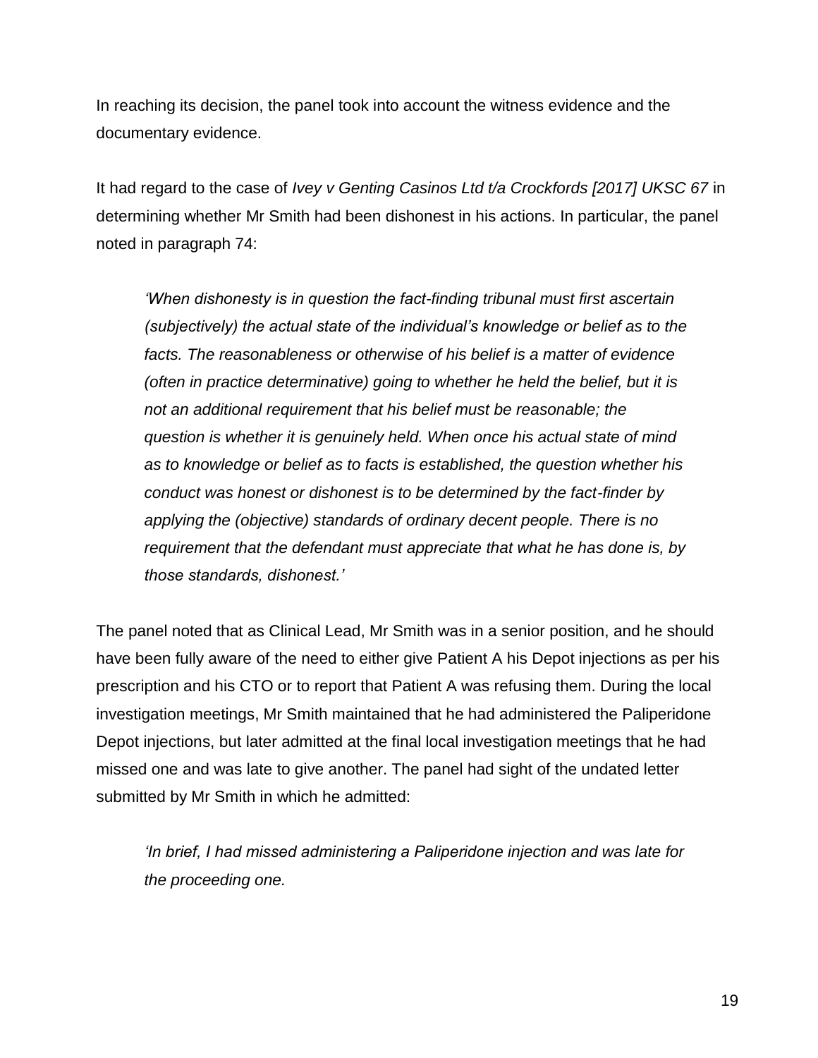In reaching its decision, the panel took into account the witness evidence and the documentary evidence.

It had regard to the case of *Ivey v Genting Casinos Ltd t/a Crockfords [2017] UKSC 67* in determining whether Mr Smith had been dishonest in his actions. In particular, the panel noted in paragraph 74:

> *'When dishonesty is in question the fact-finding tribunal must first ascertain (subjectively) the actual state of the individual's knowledge or belief as to the facts. The reasonableness or otherwise of his belief is a matter of evidence (often in practice determinative) going to whether he held the belief, but it is not an additional requirement that his belief must be reasonable; the question is whether it is genuinely held. When once his actual state of mind as to knowledge or belief as to facts is established, the question whether his conduct was honest or dishonest is to be determined by the fact-finder by applying the (objective) standards of ordinary decent people. There is no requirement that the defendant must appreciate that what he has done is, by those standards, dishonest.'*

The panel noted that as Clinical Lead, Mr Smith was in a senior position, and he should have been fully aware of the need to either give Patient A his Depot injections as per his prescription and his CTO or to report that Patient A was refusing them. During the local investigation meetings, Mr Smith maintained that he had administered the Paliperidone Depot injections, but later admitted at the final local investigation meetings that he had missed one and was late to give another. The panel had sight of the undated letter submitted by Mr Smith in which he admitted:

> *'In brief, I had missed administering a Paliperidone injection and was late for the proceeding one.*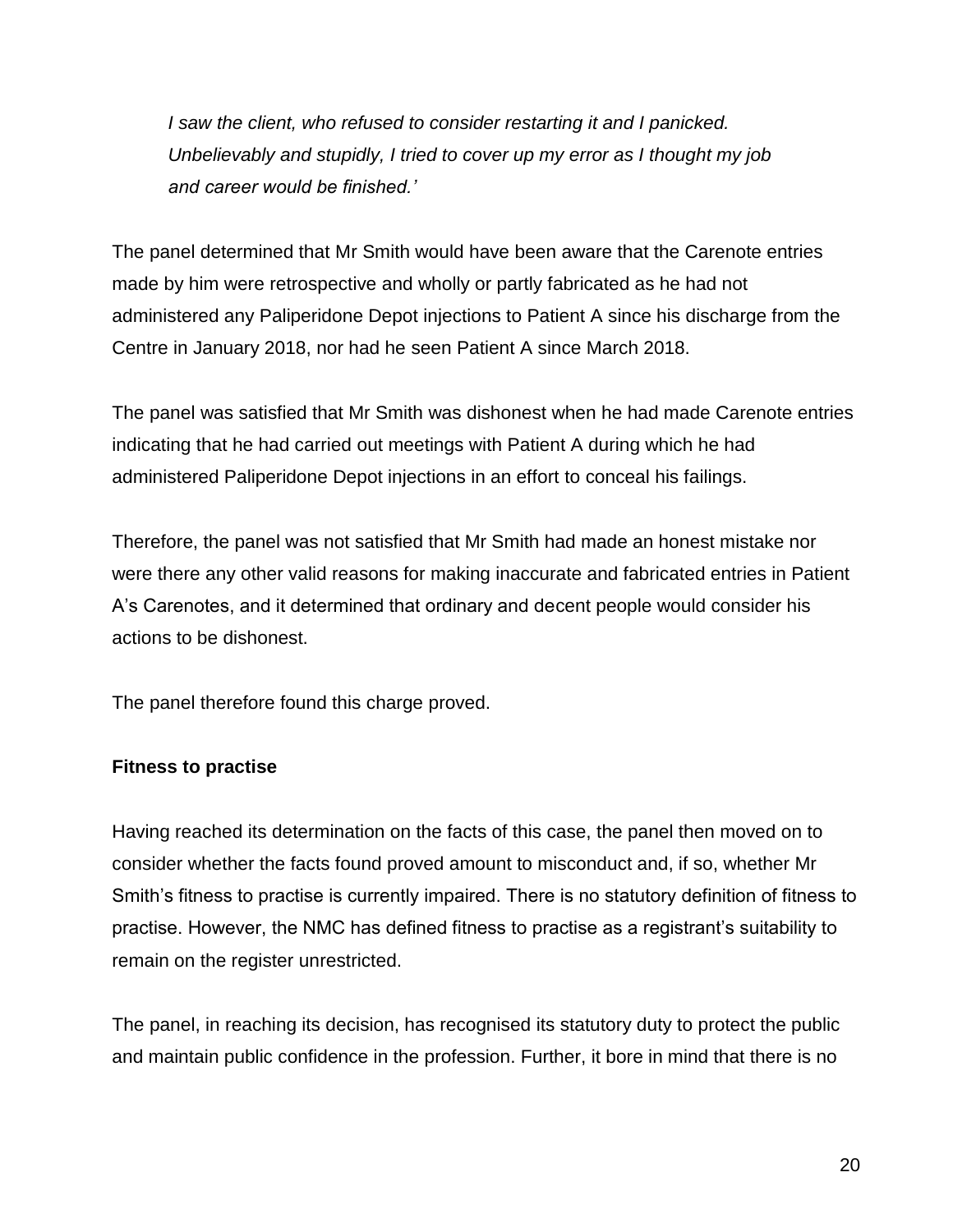*I saw the client, who refused to consider restarting it and I panicked. Unbelievably and stupidly, I tried to cover up my error as I thought my job and career would be finished.'*

The panel determined that Mr Smith would have been aware that the Carenote entries made by him were retrospective and wholly or partly fabricated as he had not administered any Paliperidone Depot injections to Patient A since his discharge from the Centre in January 2018, nor had he seen Patient A since March 2018.

The panel was satisfied that Mr Smith was dishonest when he had made Carenote entries indicating that he had carried out meetings with Patient A during which he had administered Paliperidone Depot injections in an effort to conceal his failings.

Therefore, the panel was not satisfied that Mr Smith had made an honest mistake nor were there any other valid reasons for making inaccurate and fabricated entries in Patient A's Carenotes, and it determined that ordinary and decent people would consider his actions to be dishonest.

The panel therefore found this charge proved.

**Fitness to practise**

Having reached its determination on the facts of this case, the panel then moved on to consider whether the facts found proved amount to misconduct and, if so, whether Mr Smith's fitness to practise is currently impaired. There is no statutory definition of fitness to practise. However, the NMC has defined fitness to practise as a registrant's suitability to remain on the register unrestricted.

The panel, in reaching its decision, has recognised its statutory duty to protect the public and maintain public confidence in the profession. Further, it bore in mind that there is no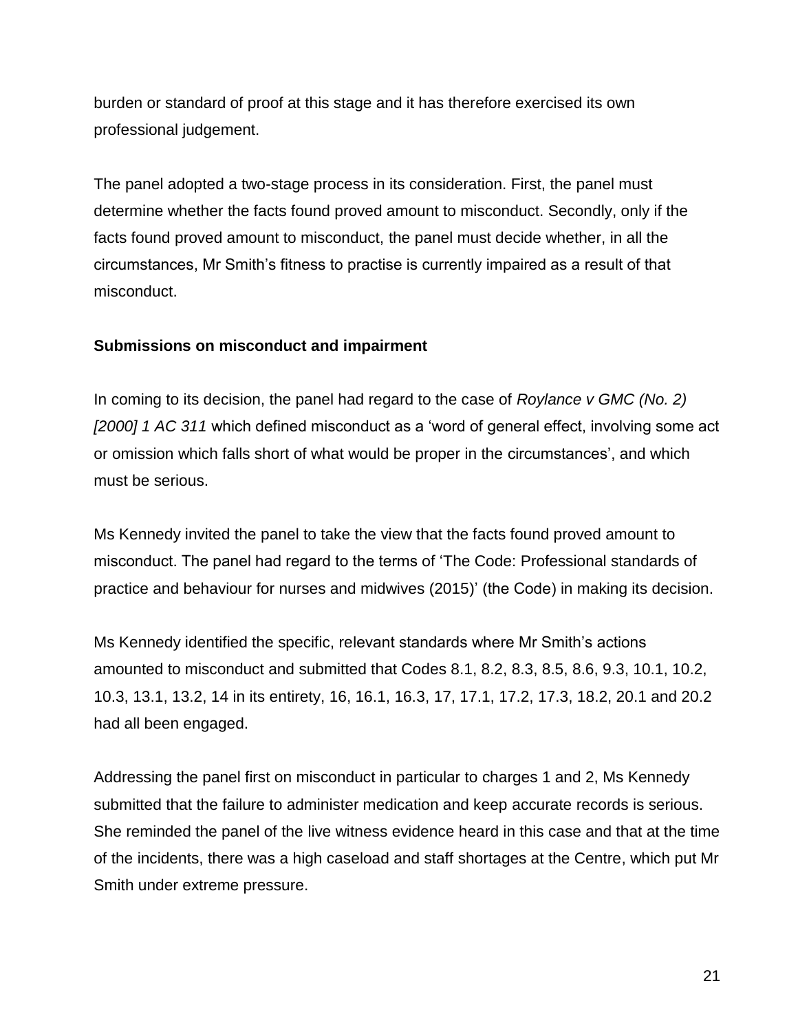burden or standard of proof at this stage and it has therefore exercised its own professional judgement.

The panel adopted a two-stage process in its consideration. First, the panel must determine whether the facts found proved amount to misconduct. Secondly, only if the facts found proved amount to misconduct, the panel must decide whether, in all the circumstances, Mr Smith's fitness to practise is currently impaired as a result of that misconduct.

**Submissions on misconduct and impairment**

In coming to its decision, the panel had regard to the case of *Roylance v GMC (No. 2) [2000] 1 AC 311* which defined misconduct as a 'word of general effect, involving some act or omission which falls short of what would be proper in the circumstances', and which must be serious.

Ms Kennedy invited the panel to take the view that the facts found proved amount to misconduct. The panel had regard to the terms of 'The Code: Professional standards of practice and behaviour for nurses and midwives (2015)' (the Code) in making its decision.

Ms Kennedy identified the specific, relevant standards where Mr Smith's actions amounted to misconduct and submitted that Codes 8.1, 8.2, 8.3, 8.5, 8.6, 9.3, 10.1, 10.2, 10.3, 13.1, 13.2, 14 in its entirety, 16, 16.1, 16.3, 17, 17.1, 17.2, 17.3, 18.2, 20.1 and 20.2 had all been engaged.

Addressing the panel first on misconduct in particular to charges 1 and 2, Ms Kennedy submitted that the failure to administer medication and keep accurate records is serious. She reminded the panel of the live witness evidence heard in this case and that at the time of the incidents, there was a high caseload and staff shortages at the Centre, which put Mr Smith under extreme pressure.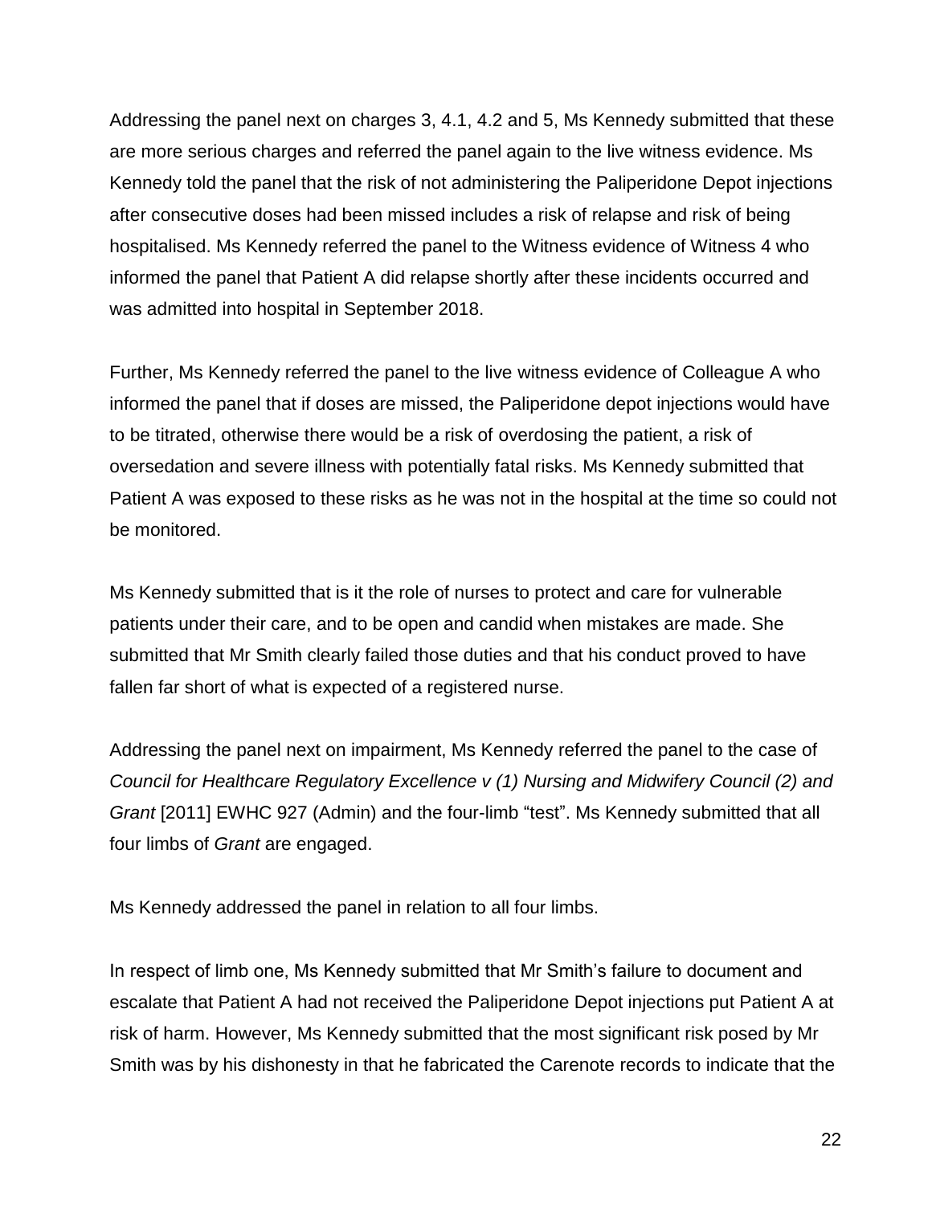Addressing the panel next on charges 3, 4.1, 4.2 and 5, Ms Kennedy submitted that these are more serious charges and referred the panel again to the live witness evidence. Ms Kennedy told the panel that the risk of not administering the Paliperidone Depot injections after consecutive doses had been missed includes a risk of relapse and risk of being hospitalised. Ms Kennedy referred the panel to the Witness evidence of Witness 4 who informed the panel that Patient A did relapse shortly after these incidents occurred and was admitted into hospital in September 2018.

Further, Ms Kennedy referred the panel to the live witness evidence of Colleague A who informed the panel that if doses are missed, the Paliperidone depot injections would have to be titrated, otherwise there would be a risk of overdosing the patient, a risk of oversedation and severe illness with potentially fatal risks. Ms Kennedy submitted that Patient A was exposed to these risks as he was not in the hospital at the time so could not be monitored.

Ms Kennedy submitted that is it the role of nurses to protect and care for vulnerable patients under their care, and to be open and candid when mistakes are made. She submitted that Mr Smith clearly failed those duties and that his conduct proved to have fallen far short of what is expected of a registered nurse.

Addressing the panel next on impairment, Ms Kennedy referred the panel to the case of *Council for Healthcare Regulatory Excellence v (1) Nursing and Midwifery Council (2) and Grant* [2011] EWHC 927 (Admin) and the four-limb "test". Ms Kennedy submitted that all four limbs of *Grant* are engaged.

Ms Kennedy addressed the panel in relation to all four limbs.

In respect of limb one, Ms Kennedy submitted that Mr Smith's failure to document and escalate that Patient A had not received the Paliperidone Depot injections put Patient A at risk of harm. However, Ms Kennedy submitted that the most significant risk posed by Mr Smith was by his dishonesty in that he fabricated the Carenote records to indicate that the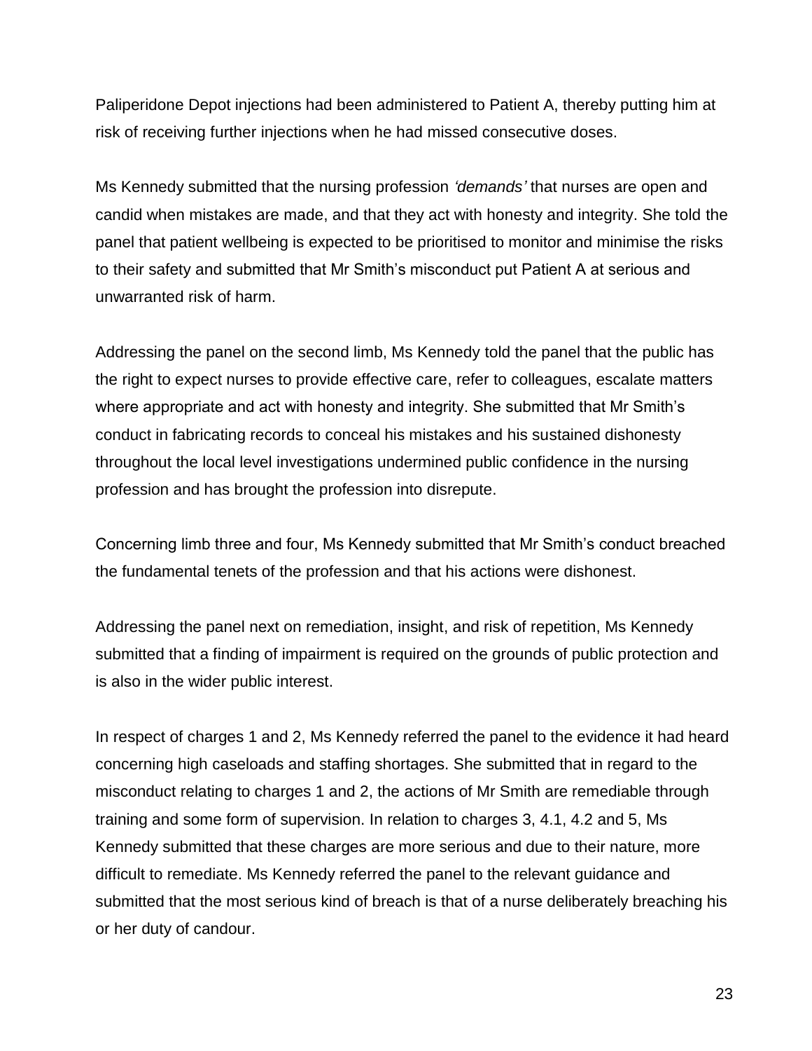Paliperidone Depot injections had been administered to Patient A, thereby putting him at risk of receiving further injections when he had missed consecutive doses.

Ms Kennedy submitted that the nursing profession *'demands'* that nurses are open and candid when mistakes are made, and that they act with honesty and integrity. She told the panel that patient wellbeing is expected to be prioritised to monitor and minimise the risks to their safety and submitted that Mr Smith's misconduct put Patient A at serious and unwarranted risk of harm.

Addressing the panel on the second limb, Ms Kennedy told the panel that the public has the right to expect nurses to provide effective care, refer to colleagues, escalate matters where appropriate and act with honesty and integrity. She submitted that Mr Smith's conduct in fabricating records to conceal his mistakes and his sustained dishonesty throughout the local level investigations undermined public confidence in the nursing profession and has brought the profession into disrepute.

Concerning limb three and four, Ms Kennedy submitted that Mr Smith's conduct breached the fundamental tenets of the profession and that his actions were dishonest.

Addressing the panel next on remediation, insight, and risk of repetition, Ms Kennedy submitted that a finding of impairment is required on the grounds of public protection and is also in the wider public interest.

In respect of charges 1 and 2, Ms Kennedy referred the panel to the evidence it had heard concerning high caseloads and staffing shortages. She submitted that in regard to the misconduct relating to charges 1 and 2, the actions of Mr Smith are remediable through training and some form of supervision. In relation to charges 3, 4.1, 4.2 and 5, Ms Kennedy submitted that these charges are more serious and due to their nature, more difficult to remediate. Ms Kennedy referred the panel to the relevant guidance and submitted that the most serious kind of breach is that of a nurse deliberately breaching his or her duty of candour.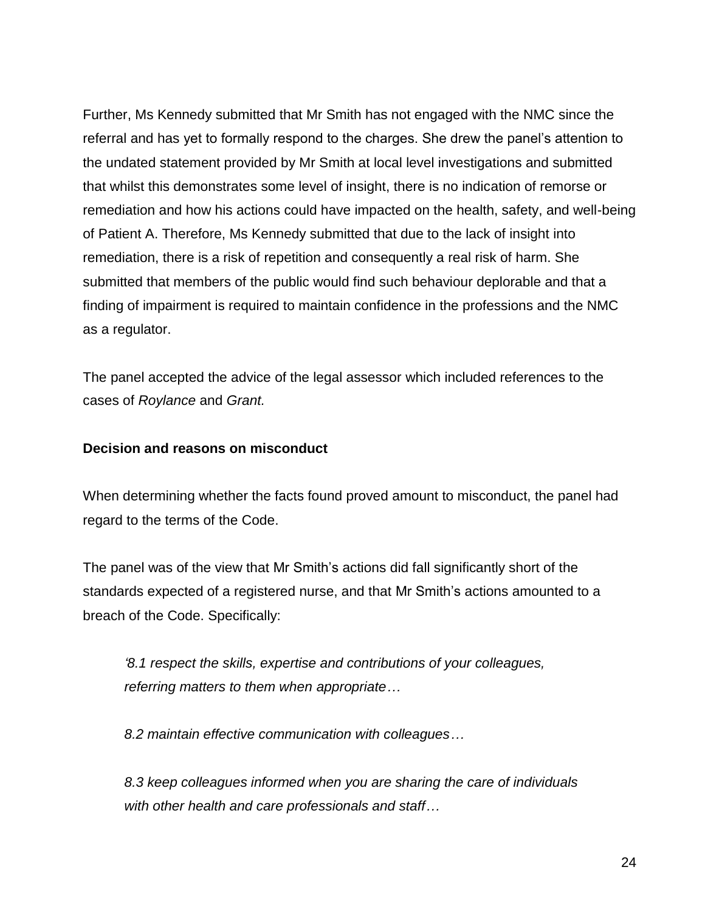Further, Ms Kennedy submitted that Mr Smith has not engaged with the NMC since the referral and has yet to formally respond to the charges. She drew the panel's attention to the undated statement provided by Mr Smith at local level investigations and submitted that whilst this demonstrates some level of insight, there is no indication of remorse or remediation and how his actions could have impacted on the health, safety, and well-being of Patient A. Therefore, Ms Kennedy submitted that due to the lack of insight into remediation, there is a risk of repetition and consequently a real risk of harm. She submitted that members of the public would find such behaviour deplorable and that a finding of impairment is required to maintain confidence in the professions and the NMC as a regulator.

The panel accepted the advice of the legal assessor which included references to the cases of *Roylance* and *Grant.*

**Decision and reasons on misconduct**

When determining whether the facts found proved amount to misconduct, the panel had regard to the terms of the Code.

The panel was of the view that Mr Smith's actions did fall significantly short of the standards expected of a registered nurse, and that Mr Smith's actions amounted to a breach of the Code. Specifically:

> *'8.1 respect the skills, expertise and contributions of your colleagues, referring matters to them when appropriate…*
>
> *8.2 maintain effective communication with colleagues…*
>
> *8.3 keep colleagues informed when you are sharing the care of individuals with other health and care professionals and staff…*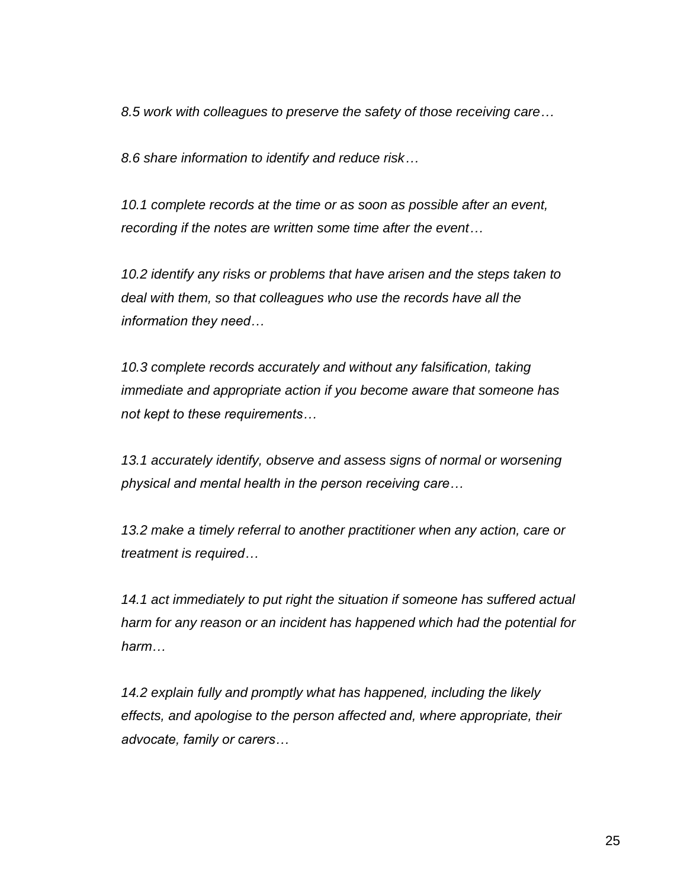*8.5 work with colleagues to preserve the safety of those receiving care…*

*8.6 share information to identify and reduce risk…*

*10.1 complete records at the time or as soon as possible after an event, recording if the notes are written some time after the event…*

*10.2 identify any risks or problems that have arisen and the steps taken to deal with them, so that colleagues who use the records have all the information they need…*

*10.3 complete records accurately and without any falsification, taking immediate and appropriate action if you become aware that someone has not kept to these requirements…*

*13.1 accurately identify, observe and assess signs of normal or worsening physical and mental health in the person receiving care…*

*13.2 make a timely referral to another practitioner when any action, care or treatment is required…*

*14.1 act immediately to put right the situation if someone has suffered actual harm for any reason or an incident has happened which had the potential for harm…*

*14.2 explain fully and promptly what has happened, including the likely effects, and apologise to the person affected and, where appropriate, their advocate, family or carers…*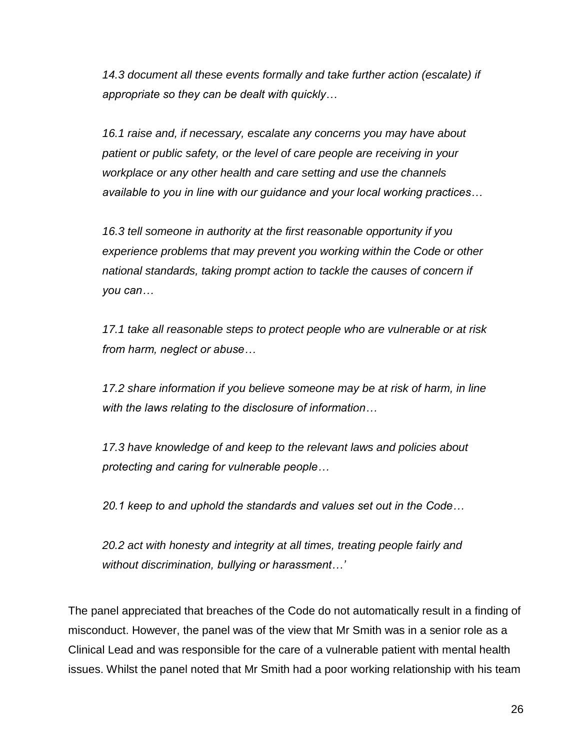*14.3 document all these events formally and take further action (escalate) if appropriate so they can be dealt with quickly…*

*16.1 raise and, if necessary, escalate any concerns you may have about patient or public safety, or the level of care people are receiving in your workplace or any other health and care setting and use the channels available to you in line with our guidance and your local working practices…*

*16.3 tell someone in authority at the first reasonable opportunity if you experience problems that may prevent you working within the Code or other national standards, taking prompt action to tackle the causes of concern if you can…*

*17.1 take all reasonable steps to protect people who are vulnerable or at risk from harm, neglect or abuse…*

*17.2 share information if you believe someone may be at risk of harm, in line with the laws relating to the disclosure of information…*

*17.3 have knowledge of and keep to the relevant laws and policies about protecting and caring for vulnerable people…*

*20.1 keep to and uphold the standards and values set out in the Code…*

*20.2 act with honesty and integrity at all times, treating people fairly and without discrimination, bullying or harassment…'*

The panel appreciated that breaches of the Code do not automatically result in a finding of misconduct. However, the panel was of the view that Mr Smith was in a senior role as a Clinical Lead and was responsible for the care of a vulnerable patient with mental health issues. Whilst the panel noted that Mr Smith had a poor working relationship with his team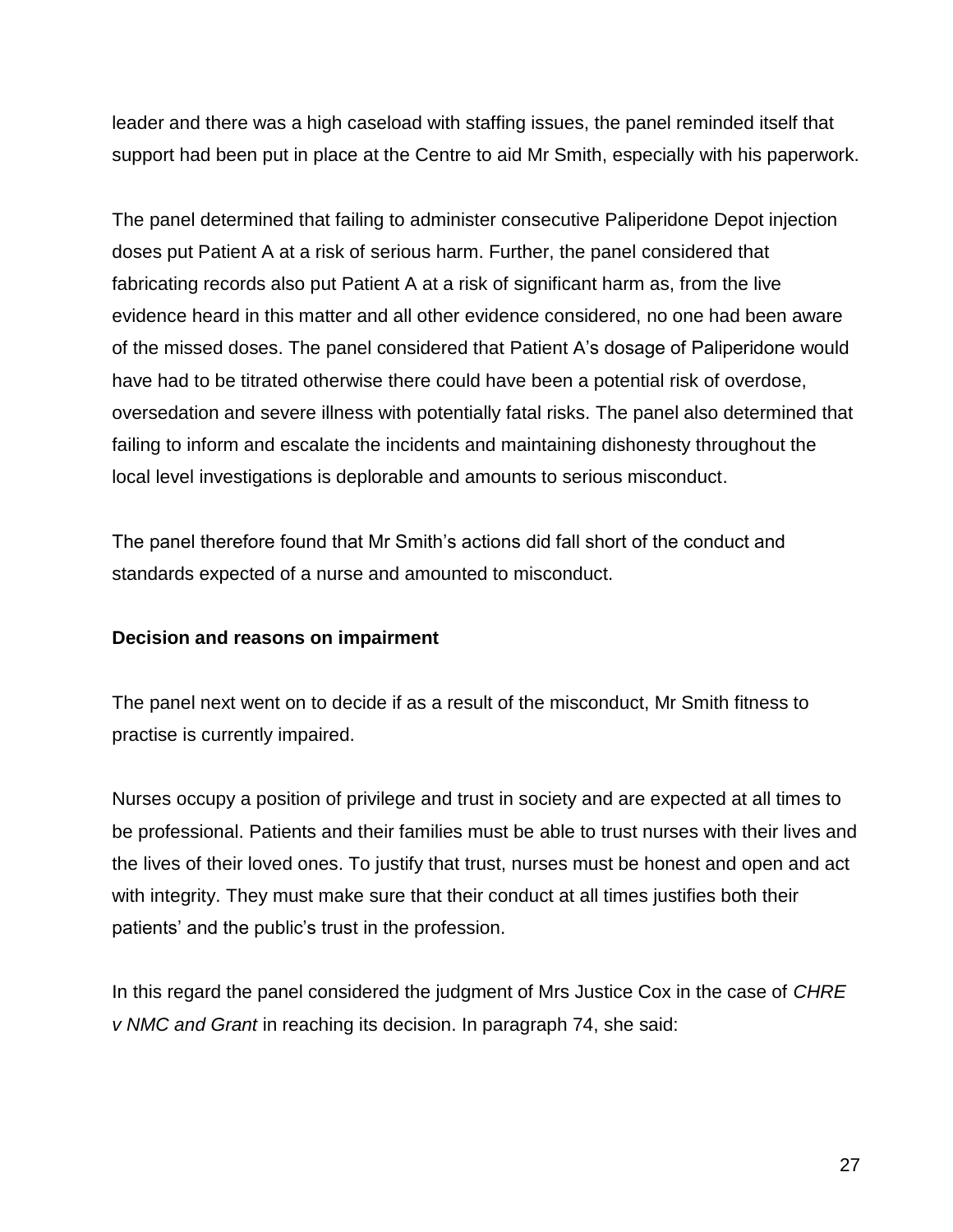leader and there was a high caseload with staffing issues, the panel reminded itself that support had been put in place at the Centre to aid Mr Smith, especially with his paperwork.

The panel determined that failing to administer consecutive Paliperidone Depot injection doses put Patient A at a risk of serious harm. Further, the panel considered that fabricating records also put Patient A at a risk of significant harm as, from the live evidence heard in this matter and all other evidence considered, no one had been aware of the missed doses. The panel considered that Patient A's dosage of Paliperidone would have had to be titrated otherwise there could have been a potential risk of overdose, oversedation and severe illness with potentially fatal risks. The panel also determined that failing to inform and escalate the incidents and maintaining dishonesty throughout the local level investigations is deplorable and amounts to serious misconduct.

The panel therefore found that Mr Smith's actions did fall short of the conduct and standards expected of a nurse and amounted to misconduct.

**Decision and reasons on impairment**

The panel next went on to decide if as a result of the misconduct, Mr Smith fitness to practise is currently impaired.

Nurses occupy a position of privilege and trust in society and are expected at all times to be professional. Patients and their families must be able to trust nurses with their lives and the lives of their loved ones. To justify that trust, nurses must be honest and open and act with integrity. They must make sure that their conduct at all times justifies both their patients' and the public's trust in the profession.

In this regard the panel considered the judgment of Mrs Justice Cox in the case of *CHRE v NMC and Grant* in reaching its decision. In paragraph 74, she said: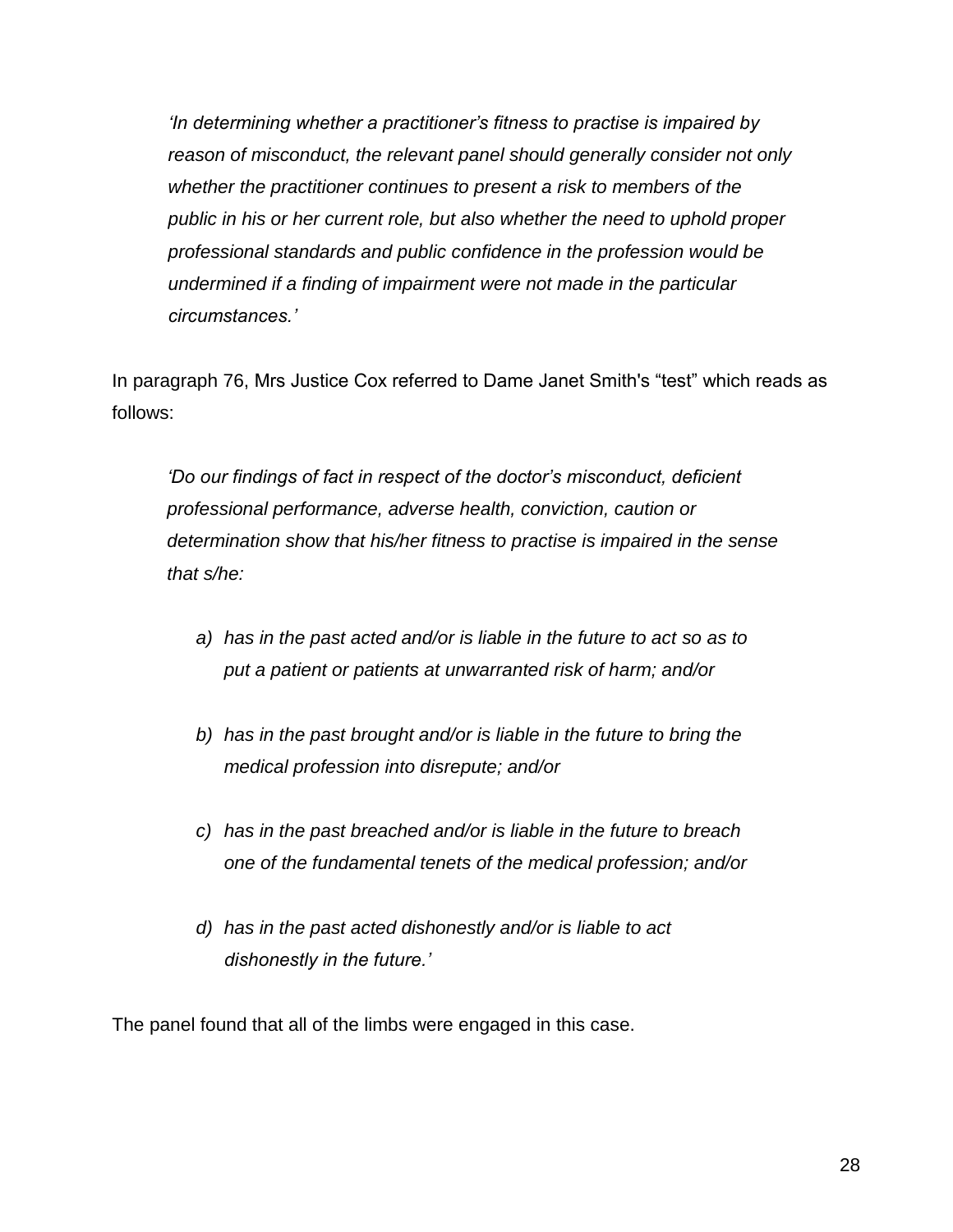> *'In determining whether a practitioner's fitness to practise is impaired by reason of misconduct, the relevant panel should generally consider not only whether the practitioner continues to present a risk to members of the public in his or her current role, but also whether the need to uphold proper professional standards and public confidence in the profession would be undermined if a finding of impairment were not made in the particular circumstances.'*

In paragraph 76, Mrs Justice Cox referred to Dame Janet Smith's "test" which reads as follows:

> *'Do our findings of fact in respect of the doctor's misconduct, deficient professional performance, adverse health, conviction, caution or determination show that his/her fitness to practise is impaired in the sense that s/he:*
>
> *a) has in the past acted and/or is liable in the future to act so as to put a patient or patients at unwarranted risk of harm; and/or*
>
> *b) has in the past brought and/or is liable in the future to bring the medical profession into disrepute; and/or*
>
> *c) has in the past breached and/or is liable in the future to breach one of the fundamental tenets of the medical profession; and/or*
>
> *d) has in the past acted dishonestly and/or is liable to act dishonestly in the future.'*

The panel found that all of the limbs were engaged in this case.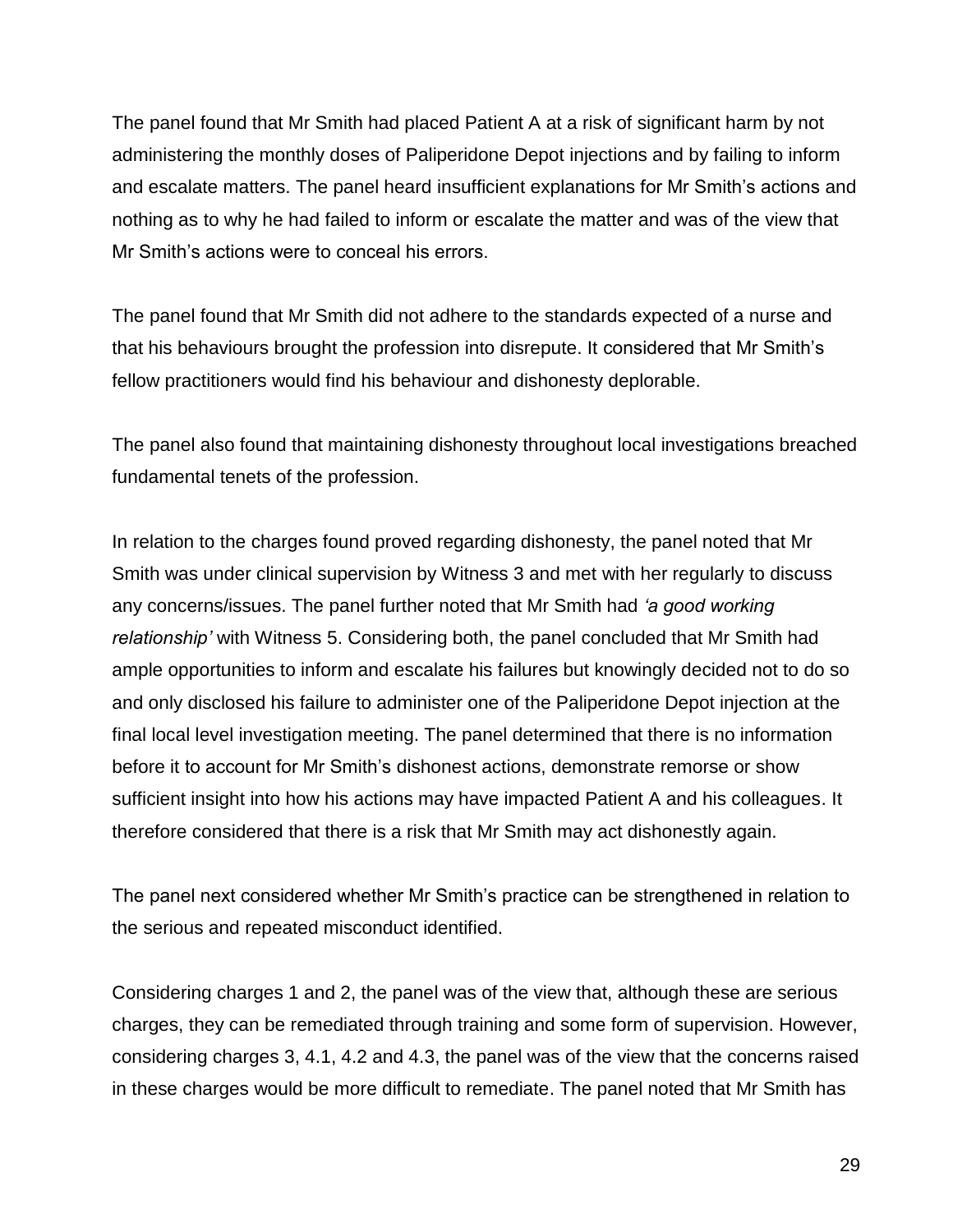The panel found that Mr Smith had placed Patient A at a risk of significant harm by not administering the monthly doses of Paliperidone Depot injections and by failing to inform and escalate matters. The panel heard insufficient explanations for Mr Smith's actions and nothing as to why he had failed to inform or escalate the matter and was of the view that Mr Smith's actions were to conceal his errors.

The panel found that Mr Smith did not adhere to the standards expected of a nurse and that his behaviours brought the profession into disrepute. It considered that Mr Smith's fellow practitioners would find his behaviour and dishonesty deplorable.

The panel also found that maintaining dishonesty throughout local investigations breached fundamental tenets of the profession.

In relation to the charges found proved regarding dishonesty, the panel noted that Mr Smith was under clinical supervision by Witness 3 and met with her regularly to discuss any concerns/issues. The panel further noted that Mr Smith had *'a good working relationship'* with Witness 5. Considering both, the panel concluded that Mr Smith had ample opportunities to inform and escalate his failures but knowingly decided not to do so and only disclosed his failure to administer one of the Paliperidone Depot injection at the final local level investigation meeting. The panel determined that there is no information before it to account for Mr Smith's dishonest actions, demonstrate remorse or show sufficient insight into how his actions may have impacted Patient A and his colleagues. It therefore considered that there is a risk that Mr Smith may act dishonestly again.

The panel next considered whether Mr Smith's practice can be strengthened in relation to the serious and repeated misconduct identified.

Considering charges 1 and 2, the panel was of the view that, although these are serious charges, they can be remediated through training and some form of supervision. However, considering charges 3, 4.1, 4.2 and 4.3, the panel was of the view that the concerns raised in these charges would be more difficult to remediate. The panel noted that Mr Smith has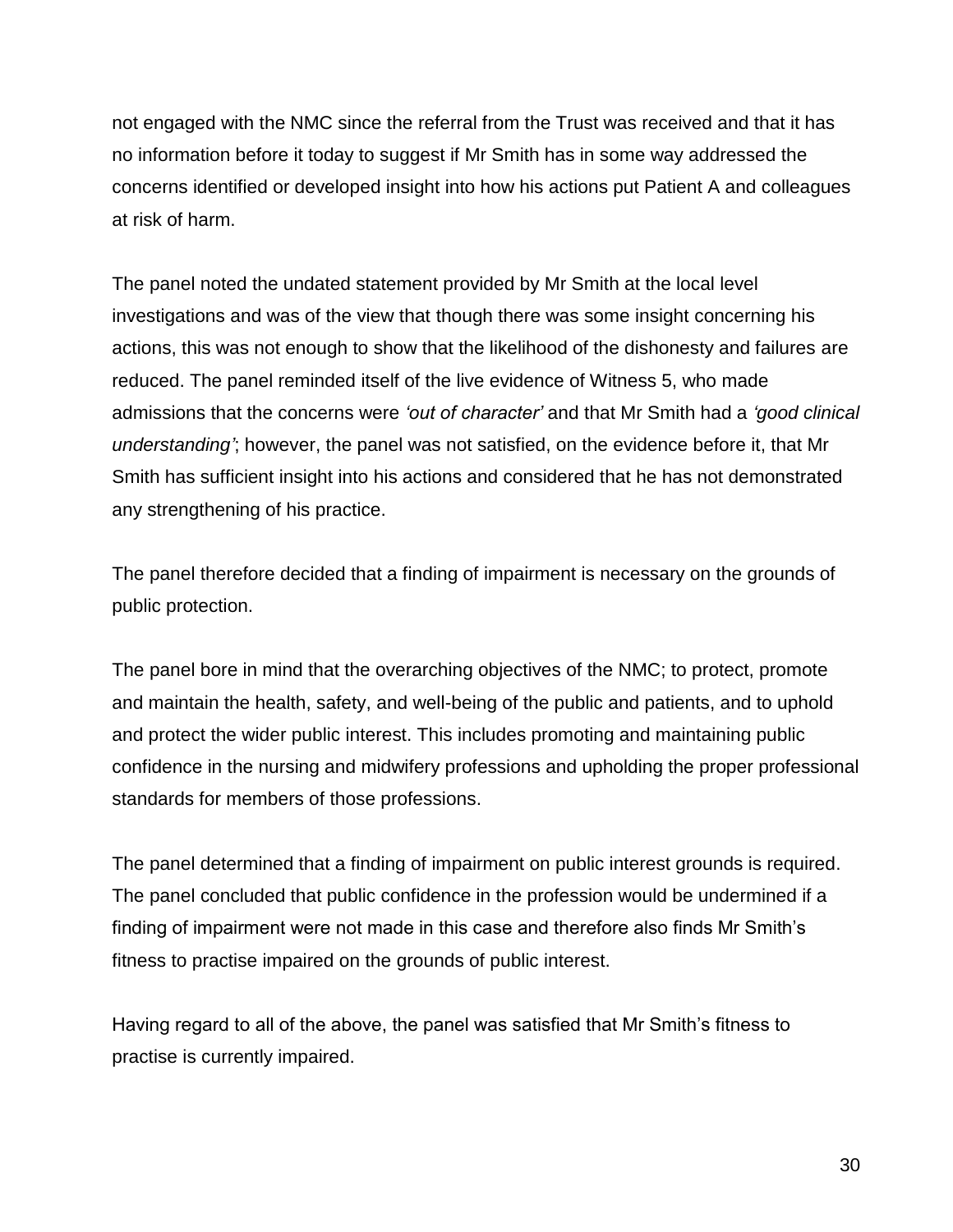not engaged with the NMC since the referral from the Trust was received and that it has no information before it today to suggest if Mr Smith has in some way addressed the concerns identified or developed insight into how his actions put Patient A and colleagues at risk of harm.

The panel noted the undated statement provided by Mr Smith at the local level investigations and was of the view that though there was some insight concerning his actions, this was not enough to show that the likelihood of the dishonesty and failures are reduced. The panel reminded itself of the live evidence of Witness 5, who made admissions that the concerns were *'out of character'* and that Mr Smith had a *'good clinical understanding'*; however, the panel was not satisfied, on the evidence before it, that Mr Smith has sufficient insight into his actions and considered that he has not demonstrated any strengthening of his practice.

The panel therefore decided that a finding of impairment is necessary on the grounds of public protection.

The panel bore in mind that the overarching objectives of the NMC; to protect, promote and maintain the health, safety, and well-being of the public and patients, and to uphold and protect the wider public interest. This includes promoting and maintaining public confidence in the nursing and midwifery professions and upholding the proper professional standards for members of those professions.

The panel determined that a finding of impairment on public interest grounds is required. The panel concluded that public confidence in the profession would be undermined if a finding of impairment were not made in this case and therefore also finds Mr Smith's fitness to practise impaired on the grounds of public interest.

Having regard to all of the above, the panel was satisfied that Mr Smith's fitness to practise is currently impaired.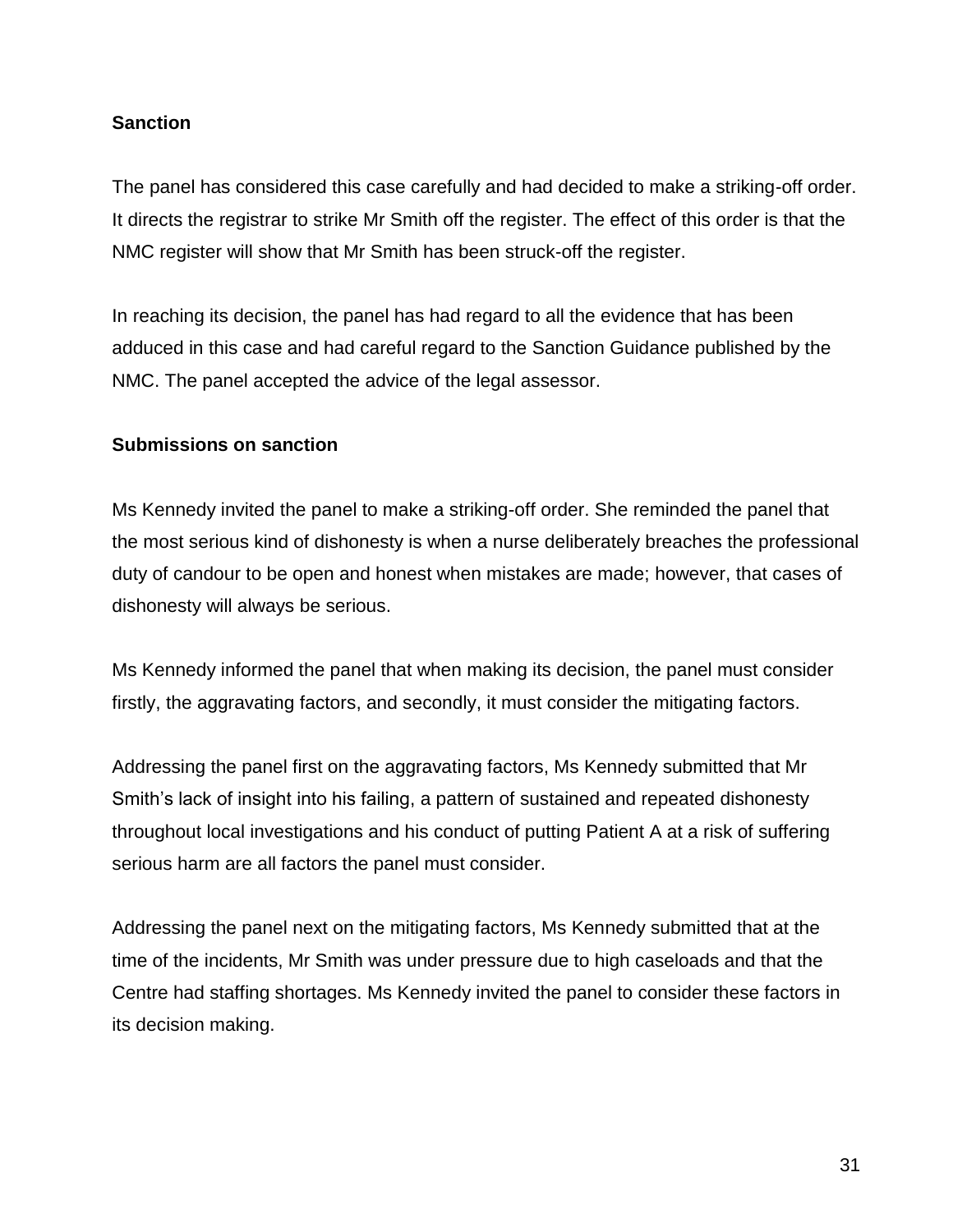**Sanction**

The panel has considered this case carefully and had decided to make a striking-off order. It directs the registrar to strike Mr Smith off the register. The effect of this order is that the NMC register will show that Mr Smith has been struck-off the register.

In reaching its decision, the panel has had regard to all the evidence that has been adduced in this case and had careful regard to the Sanction Guidance published by the NMC. The panel accepted the advice of the legal assessor.

**Submissions on sanction**

Ms Kennedy invited the panel to make a striking-off order. She reminded the panel that the most serious kind of dishonesty is when a nurse deliberately breaches the professional duty of candour to be open and honest when mistakes are made; however, that cases of dishonesty will always be serious.

Ms Kennedy informed the panel that when making its decision, the panel must consider firstly, the aggravating factors, and secondly, it must consider the mitigating factors.

Addressing the panel first on the aggravating factors, Ms Kennedy submitted that Mr Smith's lack of insight into his failing, a pattern of sustained and repeated dishonesty throughout local investigations and his conduct of putting Patient A at a risk of suffering serious harm are all factors the panel must consider.

Addressing the panel next on the mitigating factors, Ms Kennedy submitted that at the time of the incidents, Mr Smith was under pressure due to high caseloads and that the Centre had staffing shortages. Ms Kennedy invited the panel to consider these factors in its decision making.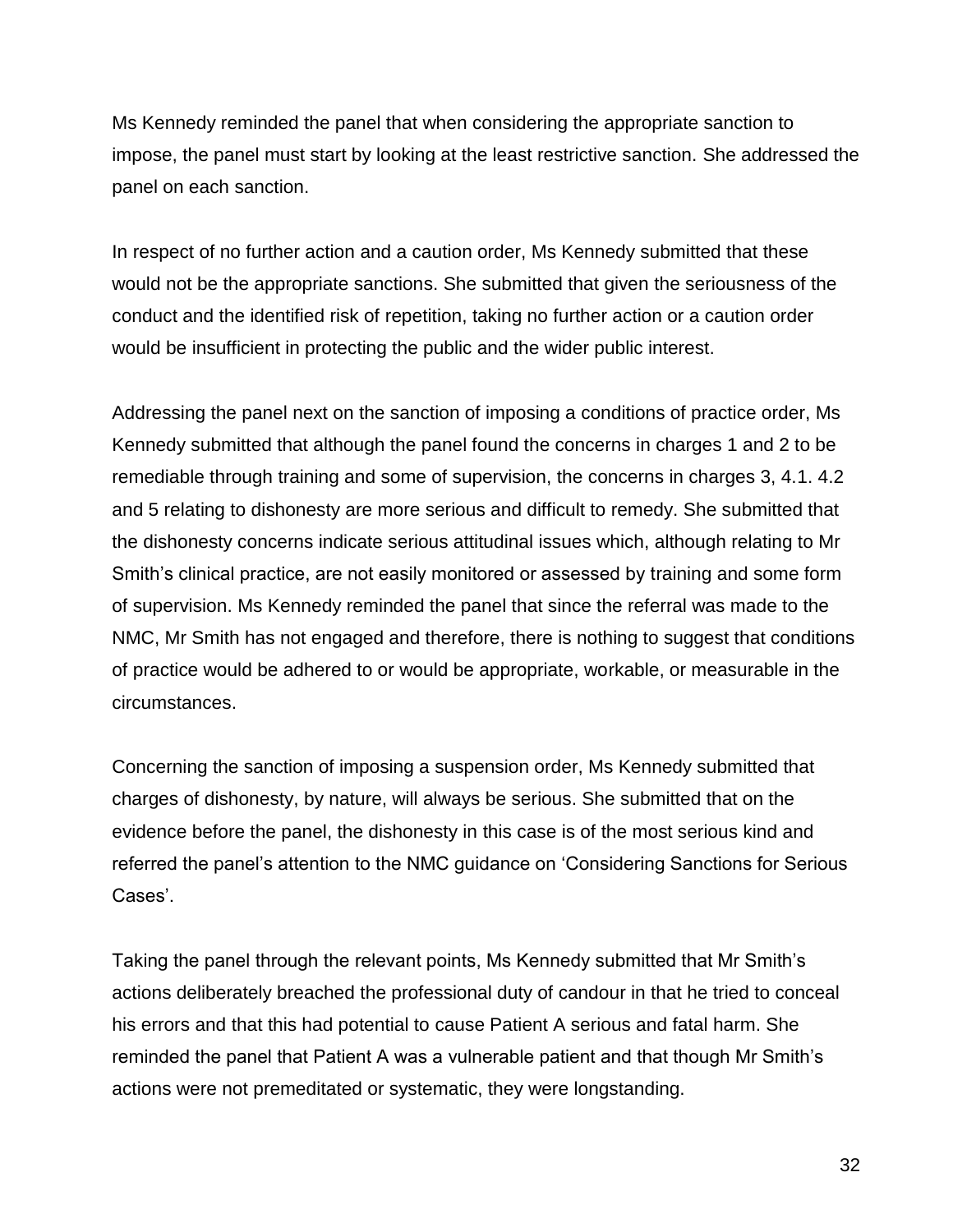Ms Kennedy reminded the panel that when considering the appropriate sanction to impose, the panel must start by looking at the least restrictive sanction. She addressed the panel on each sanction.

In respect of no further action and a caution order, Ms Kennedy submitted that these would not be the appropriate sanctions. She submitted that given the seriousness of the conduct and the identified risk of repetition, taking no further action or a caution order would be insufficient in protecting the public and the wider public interest.

Addressing the panel next on the sanction of imposing a conditions of practice order, Ms Kennedy submitted that although the panel found the concerns in charges 1 and 2 to be remediable through training and some of supervision, the concerns in charges 3, 4.1. 4.2 and 5 relating to dishonesty are more serious and difficult to remedy. She submitted that the dishonesty concerns indicate serious attitudinal issues which, although relating to Mr Smith's clinical practice, are not easily monitored or assessed by training and some form of supervision. Ms Kennedy reminded the panel that since the referral was made to the NMC, Mr Smith has not engaged and therefore, there is nothing to suggest that conditions of practice would be adhered to or would be appropriate, workable, or measurable in the circumstances.

Concerning the sanction of imposing a suspension order, Ms Kennedy submitted that charges of dishonesty, by nature, will always be serious. She submitted that on the evidence before the panel, the dishonesty in this case is of the most serious kind and referred the panel's attention to the NMC guidance on 'Considering Sanctions for Serious Cases'.

Taking the panel through the relevant points, Ms Kennedy submitted that Mr Smith's actions deliberately breached the professional duty of candour in that he tried to conceal his errors and that this had potential to cause Patient A serious and fatal harm. She reminded the panel that Patient A was a vulnerable patient and that though Mr Smith's actions were not premeditated or systematic, they were longstanding.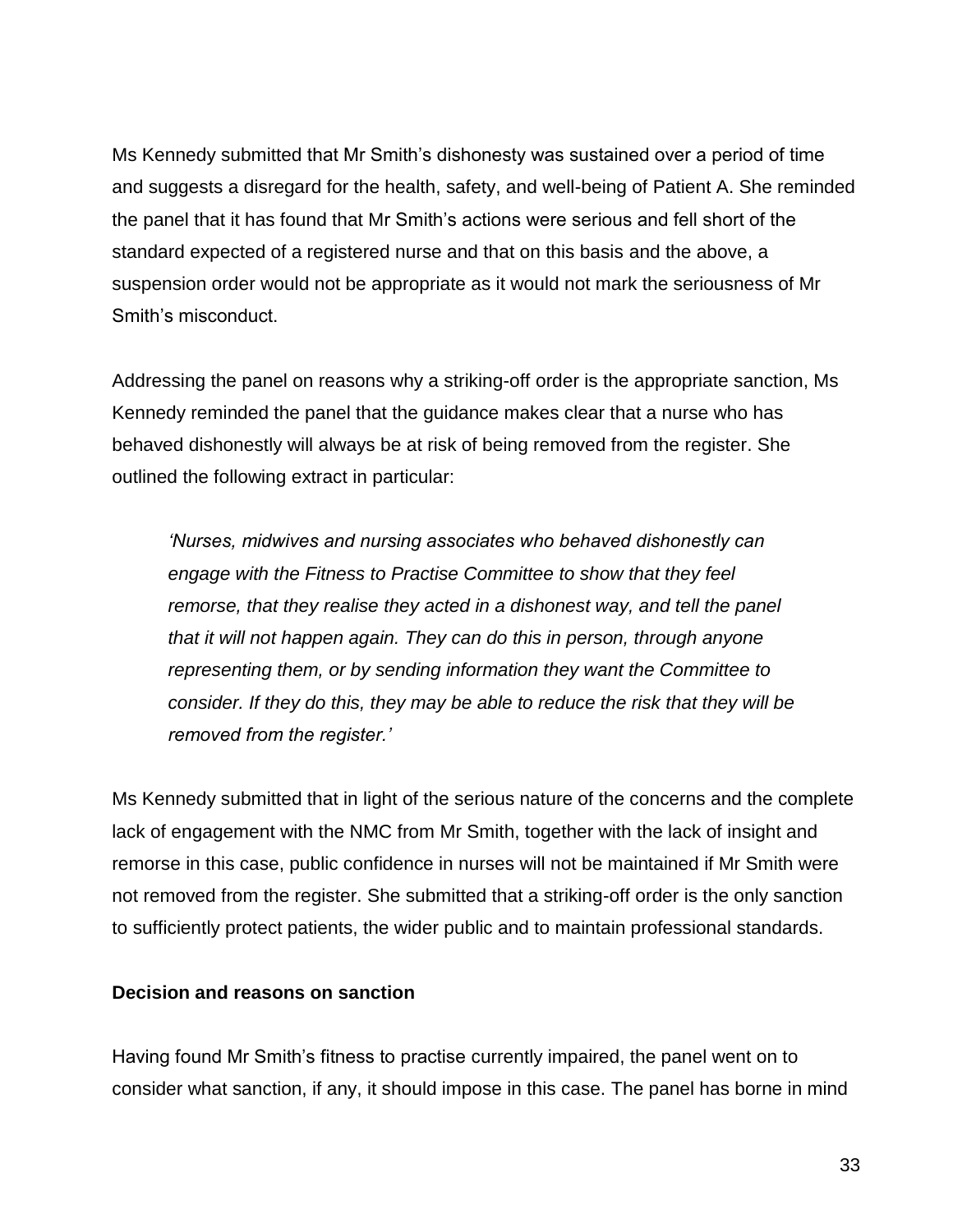Ms Kennedy submitted that Mr Smith's dishonesty was sustained over a period of time and suggests a disregard for the health, safety, and well-being of Patient A. She reminded the panel that it has found that Mr Smith's actions were serious and fell short of the standard expected of a registered nurse and that on this basis and the above, a suspension order would not be appropriate as it would not mark the seriousness of Mr Smith's misconduct.

Addressing the panel on reasons why a striking-off order is the appropriate sanction, Ms Kennedy reminded the panel that the guidance makes clear that a nurse who has behaved dishonestly will always be at risk of being removed from the register. She outlined the following extract in particular:

> *'Nurses, midwives and nursing associates who behaved dishonestly can engage with the Fitness to Practise Committee to show that they feel remorse, that they realise they acted in a dishonest way, and tell the panel that it will not happen again. They can do this in person, through anyone representing them, or by sending information they want the Committee to consider. If they do this, they may be able to reduce the risk that they will be removed from the register.'*

Ms Kennedy submitted that in light of the serious nature of the concerns and the complete lack of engagement with the NMC from Mr Smith, together with the lack of insight and remorse in this case, public confidence in nurses will not be maintained if Mr Smith were not removed from the register. She submitted that a striking-off order is the only sanction to sufficiently protect patients, the wider public and to maintain professional standards.

**Decision and reasons on sanction**

Having found Mr Smith's fitness to practise currently impaired, the panel went on to consider what sanction, if any, it should impose in this case. The panel has borne in mind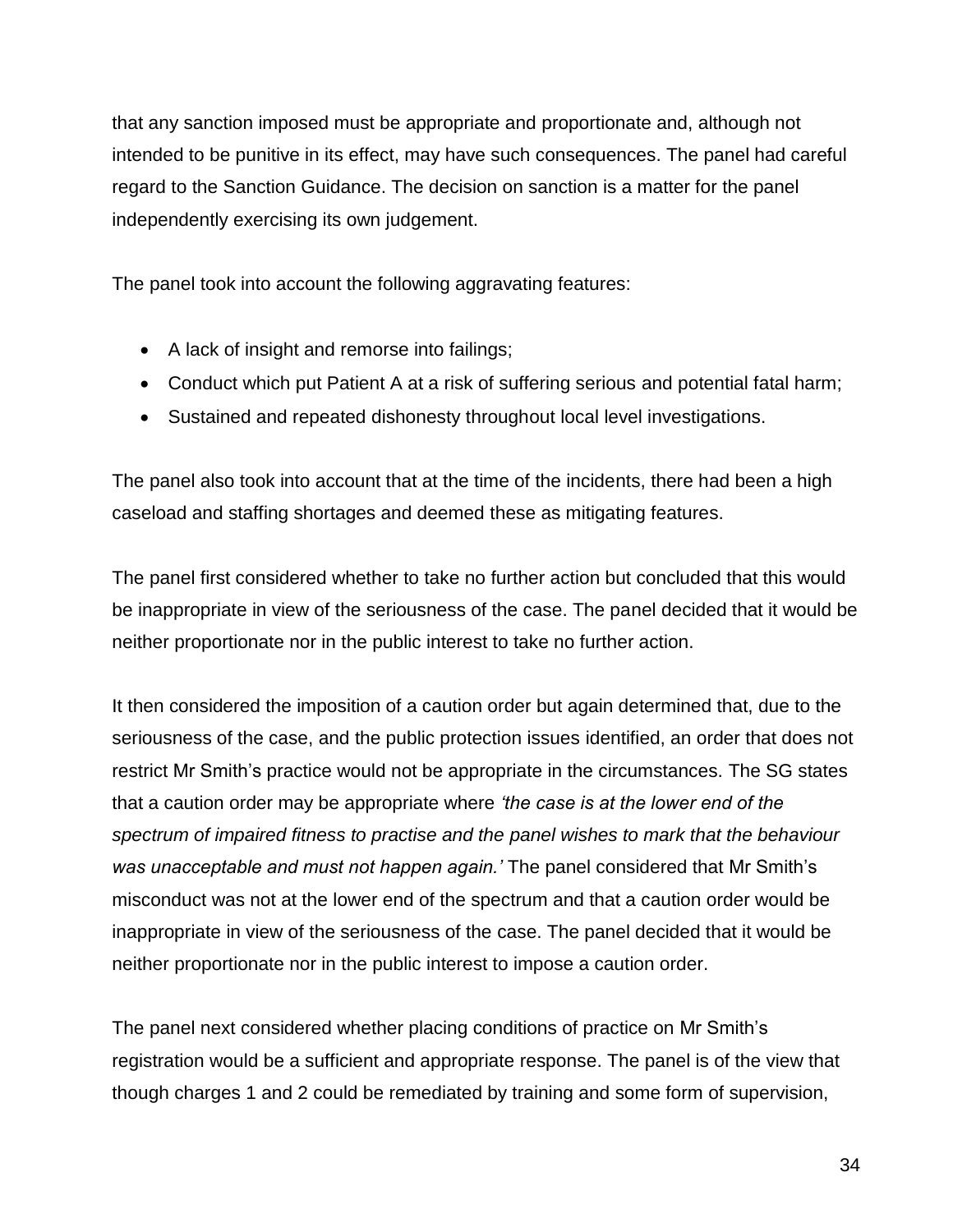that any sanction imposed must be appropriate and proportionate and, although not intended to be punitive in its effect, may have such consequences. The panel had careful regard to the Sanction Guidance. The decision on sanction is a matter for the panel independently exercising its own judgement.

The panel took into account the following aggravating features:

- A lack of insight and remorse into failings;
- Conduct which put Patient A at a risk of suffering serious and potential fatal harm;
- Sustained and repeated dishonesty throughout local level investigations.

The panel also took into account that at the time of the incidents, there had been a high caseload and staffing shortages and deemed these as mitigating features.

The panel first considered whether to take no further action but concluded that this would be inappropriate in view of the seriousness of the case. The panel decided that it would be neither proportionate nor in the public interest to take no further action.

It then considered the imposition of a caution order but again determined that, due to the seriousness of the case, and the public protection issues identified, an order that does not restrict Mr Smith's practice would not be appropriate in the circumstances. The SG states that a caution order may be appropriate where *'the case is at the lower end of the spectrum of impaired fitness to practise and the panel wishes to mark that the behaviour was unacceptable and must not happen again.'* The panel considered that Mr Smith's misconduct was not at the lower end of the spectrum and that a caution order would be inappropriate in view of the seriousness of the case. The panel decided that it would be neither proportionate nor in the public interest to impose a caution order.

The panel next considered whether placing conditions of practice on Mr Smith's registration would be a sufficient and appropriate response. The panel is of the view that though charges 1 and 2 could be remediated by training and some form of supervision,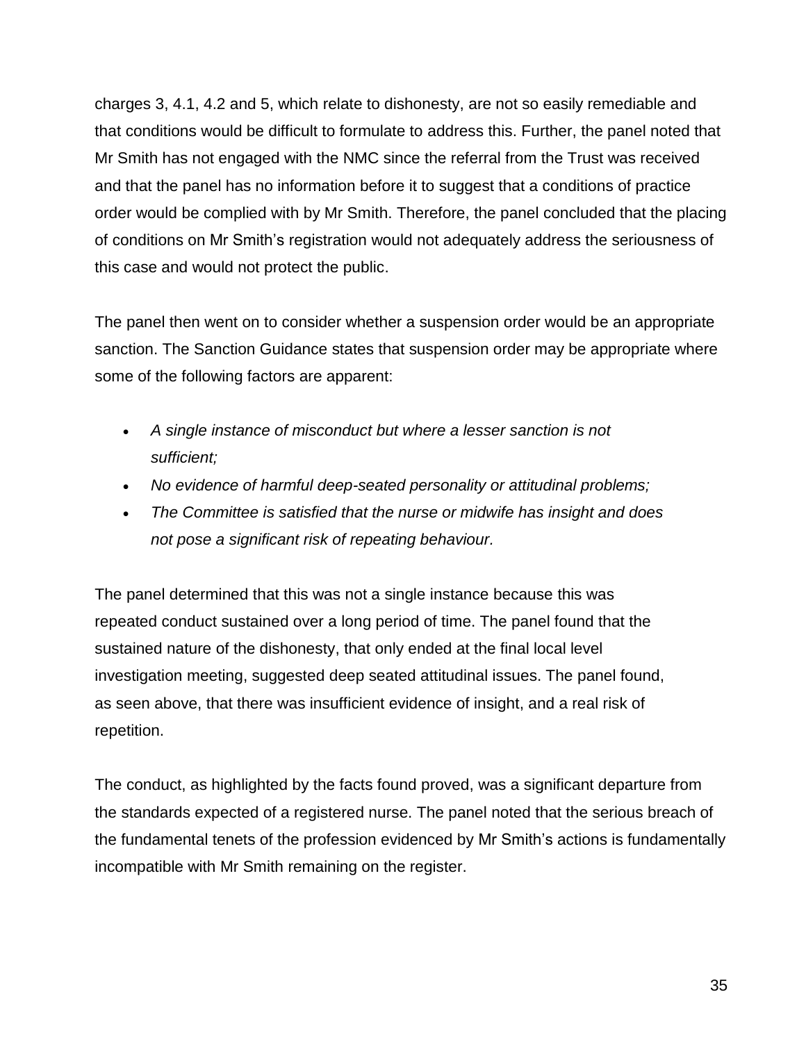charges 3, 4.1, 4.2 and 5, which relate to dishonesty, are not so easily remediable and that conditions would be difficult to formulate to address this. Further, the panel noted that Mr Smith has not engaged with the NMC since the referral from the Trust was received and that the panel has no information before it to suggest that a conditions of practice order would be complied with by Mr Smith. Therefore, the panel concluded that the placing of conditions on Mr Smith's registration would not adequately address the seriousness of this case and would not protect the public.

The panel then went on to consider whether a suspension order would be an appropriate sanction. The Sanction Guidance states that suspension order may be appropriate where some of the following factors are apparent:

- *A single instance of misconduct but where a lesser sanction is not sufficient;*
- *No evidence of harmful deep-seated personality or attitudinal problems;*
- *The Committee is satisfied that the nurse or midwife has insight and does not pose a significant risk of repeating behaviour.*

The panel determined that this was not a single instance because this was repeated conduct sustained over a long period of time. The panel found that the sustained nature of the dishonesty, that only ended at the final local level investigation meeting, suggested deep seated attitudinal issues. The panel found, as seen above, that there was insufficient evidence of insight, and a real risk of repetition.

The conduct, as highlighted by the facts found proved, was a significant departure from the standards expected of a registered nurse. The panel noted that the serious breach of the fundamental tenets of the profession evidenced by Mr Smith's actions is fundamentally incompatible with Mr Smith remaining on the register.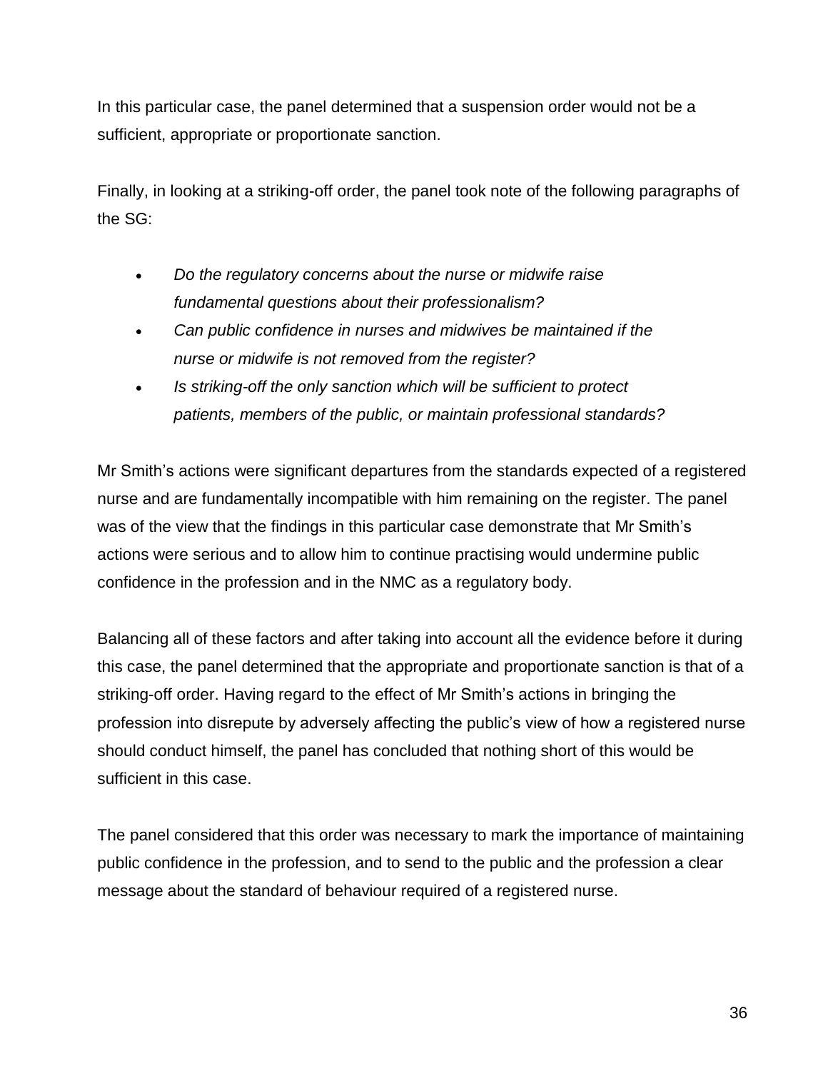In this particular case, the panel determined that a suspension order would not be a sufficient, appropriate or proportionate sanction.

Finally, in looking at a striking-off order, the panel took note of the following paragraphs of the SG:

- *Do the regulatory concerns about the nurse or midwife raise fundamental questions about their professionalism?*
- *Can public confidence in nurses and midwives be maintained if the nurse or midwife is not removed from the register?*
- *Is striking-off the only sanction which will be sufficient to protect patients, members of the public, or maintain professional standards?*

Mr Smith's actions were significant departures from the standards expected of a registered nurse and are fundamentally incompatible with him remaining on the register. The panel was of the view that the findings in this particular case demonstrate that Mr Smith's actions were serious and to allow him to continue practising would undermine public confidence in the profession and in the NMC as a regulatory body.

Balancing all of these factors and after taking into account all the evidence before it during this case, the panel determined that the appropriate and proportionate sanction is that of a striking-off order. Having regard to the effect of Mr Smith's actions in bringing the profession into disrepute by adversely affecting the public's view of how a registered nurse should conduct himself, the panel has concluded that nothing short of this would be sufficient in this case.

The panel considered that this order was necessary to mark the importance of maintaining public confidence in the profession, and to send to the public and the profession a clear message about the standard of behaviour required of a registered nurse.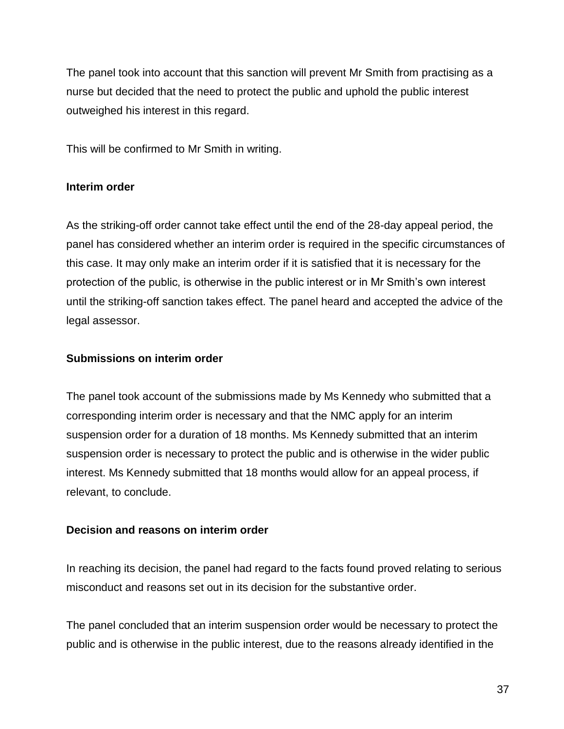The panel took into account that this sanction will prevent Mr Smith from practising as a nurse but decided that the need to protect the public and uphold the public interest outweighed his interest in this regard.

This will be confirmed to Mr Smith in writing.

**Interim order**

As the striking-off order cannot take effect until the end of the 28-day appeal period, the panel has considered whether an interim order is required in the specific circumstances of this case. It may only make an interim order if it is satisfied that it is necessary for the protection of the public, is otherwise in the public interest or in Mr Smith's own interest until the striking-off sanction takes effect. The panel heard and accepted the advice of the legal assessor.

**Submissions on interim order**

The panel took account of the submissions made by Ms Kennedy who submitted that a corresponding interim order is necessary and that the NMC apply for an interim suspension order for a duration of 18 months. Ms Kennedy submitted that an interim suspension order is necessary to protect the public and is otherwise in the wider public interest. Ms Kennedy submitted that 18 months would allow for an appeal process, if relevant, to conclude.

**Decision and reasons on interim order**

In reaching its decision, the panel had regard to the facts found proved relating to serious misconduct and reasons set out in its decision for the substantive order.

The panel concluded that an interim suspension order would be necessary to protect the public and is otherwise in the public interest, due to the reasons already identified in the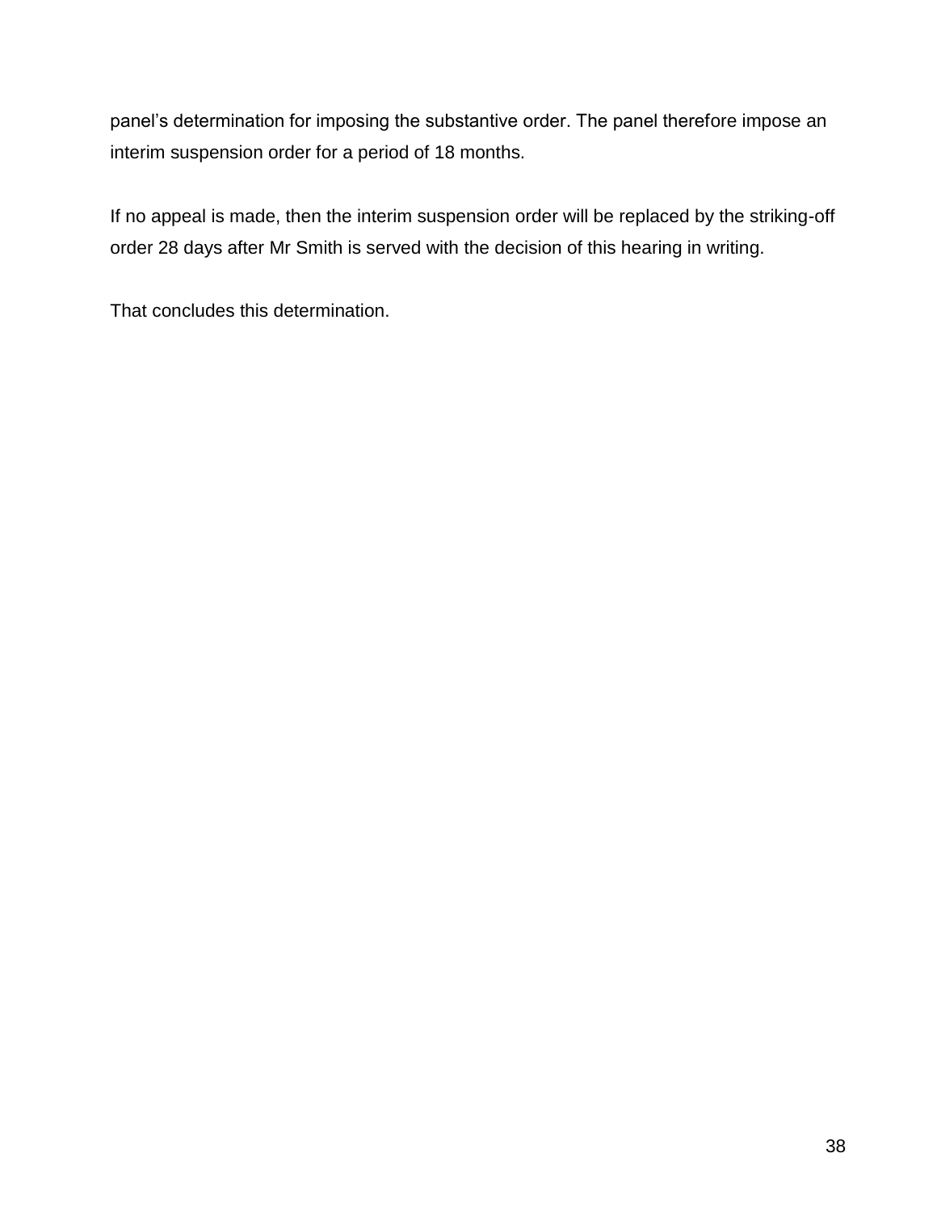panel’s determination for imposing the substantive order. The panel therefore impose an interim suspension order for a period of 18 months.

If no appeal is made, then the interim suspension order will be replaced by the striking-off order 28 days after Mr Smith is served with the decision of this hearing in writing.

That concludes this determination.